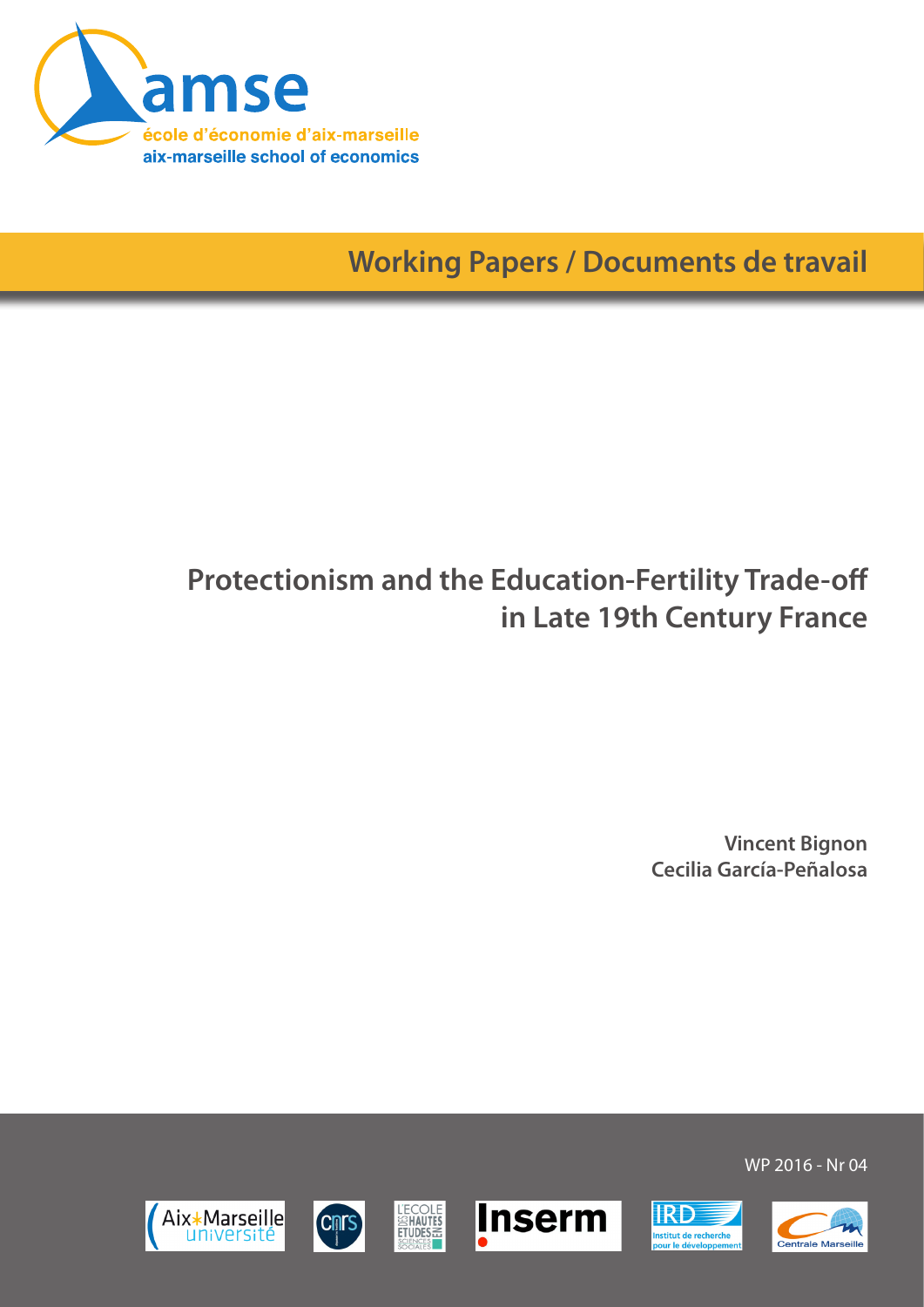amse

école d'économie d'aix-marseille
aix-marseille school of economics

Working Papers / Documents de travail

# Protectionism and the Education-Fertility Trade-off in Late 19th Century France

**Vincent Bignon**
**Cecilia García-Peñalosa**

WP 2016 - Nr 04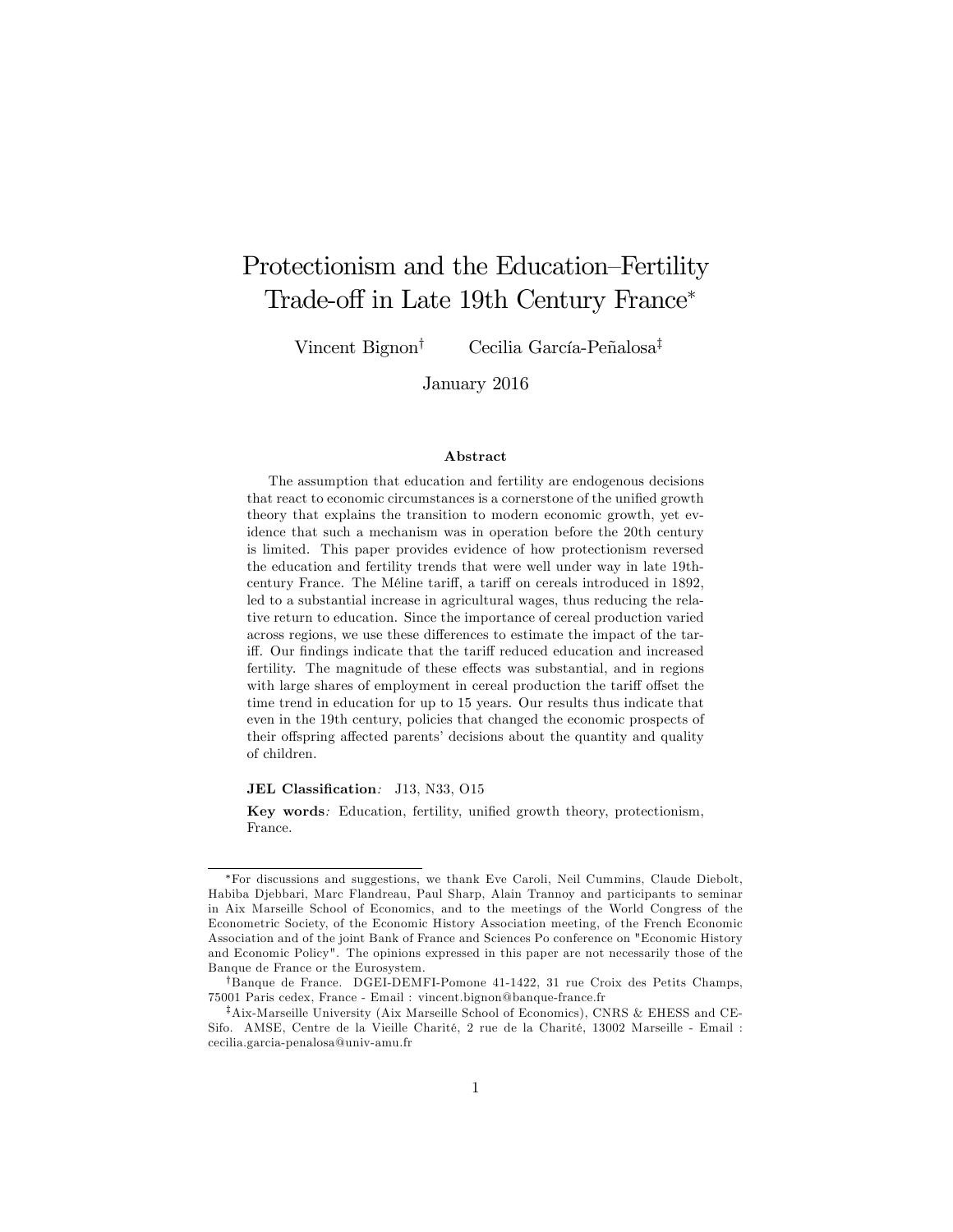# Protectionism and the Education–Fertility Trade-off in Late 19th Century France*

Vincent Bignon[†] Cecilia García-Peñalosa[‡]

January 2016

### Abstract

The assumption that education and fertility are endogenous decisions that react to economic circumstances is a cornerstone of the unified growth theory that explains the transition to modern economic growth, yet evidence that such a mechanism was in operation before the 20th century is limited. This paper provides evidence of how protectionism reversed the education and fertility trends that were well under way in late 19th-century France. The Méline tariff, a tariff on cereals introduced in 1892, led to a substantial increase in agricultural wages, thus reducing the relative return to education. Since the importance of cereal production varied across regions, we use these differences to estimate the impact of the tariff. Our findings indicate that the tariff reduced education and increased fertility. The magnitude of these effects was substantial, and in regions with large shares of employment in cereal production the tariff offset the time trend in education for up to 15 years. Our results thus indicate that even in the 19th century, policies that changed the economic prospects of their offspring affected parents' decisions about the quantity and quality of children.

**JEL Classification**: J13, N33, O15

**Key words**: Education, fertility, unified growth theory, protectionism, France.

---

*For discussions and suggestions, we thank Eve Caroli, Neil Cummins, Claude Diebolt, Habiba Djebbari, Marc Flandreau, Paul Sharp, Alain Trannoy and participants to seminar in Aix Marseille School of Economics, and to the meetings of the World Congress of the Econometric Society, of the Economic History Association meeting, of the French Economic Association and of the joint Bank of France and Sciences Po conference on "Economic History and Economic Policy". The opinions expressed in this paper are not necessarily those of the Banque de France or the Eurosystem.

†Banque de France. DGEI-DEMFI-Pomone 41-1422, 31 rue Croix des Petits Champs, 75001 Paris cedex, France - Email : vincent.bignon@banque-france.fr

‡Aix-Marseille University (Aix Marseille School of Economics), CNRS & EHESS and CESifo. AMSE, Centre de la Vieille Charité, 2 rue de la Charité, 13002 Marseille - Email : cecilia.garcia-penalosa@univ-amu.fr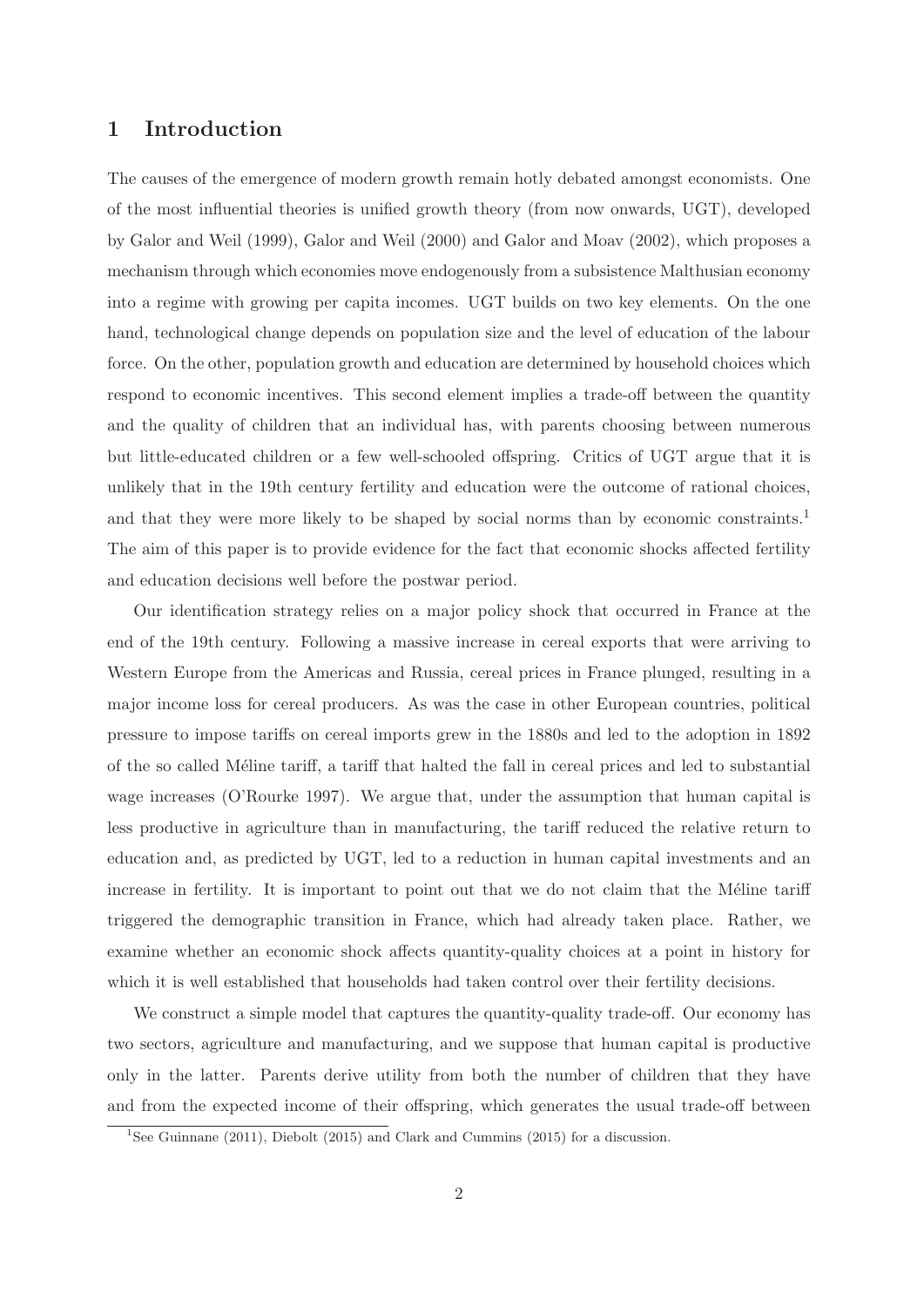# 1 Introduction

The causes of the emergence of modern growth remain hotly debated amongst economists. One of the most influential theories is unified growth theory (from now onwards, UGT), developed by Galor and Weil (1999), Galor and Weil (2000) and Galor and Moav (2002), which proposes a mechanism through which economies move endogenously from a subsistence Malthusian economy into a regime with growing per capita incomes. UGT builds on two key elements. On the one hand, technological change depends on population size and the level of education of the labour force. On the other, population growth and education are determined by household choices which respond to economic incentives. This second element implies a trade-off between the quantity and the quality of children that an individual has, with parents choosing between numerous but little-educated children or a few well-schooled offspring. Critics of UGT argue that it is unlikely that in the 19th century fertility and education were the outcome of rational choices, and that they were more likely to be shaped by social norms than by economic constraints.[1] The aim of this paper is to provide evidence for the fact that economic shocks affected fertility and education decisions well before the postwar period.

Our identification strategy relies on a major policy shock that occurred in France at the end of the 19th century. Following a massive increase in cereal exports that were arriving to Western Europe from the Americas and Russia, cereal prices in France plunged, resulting in a major income loss for cereal producers. As was the case in other European countries, political pressure to impose tariffs on cereal imports grew in the 1880s and led to the adoption in 1892 of the so called Méline tariff, a tariff that halted the fall in cereal prices and led to substantial wage increases (O'Rourke 1997). We argue that, under the assumption that human capital is less productive in agriculture than in manufacturing, the tariff reduced the relative return to education and, as predicted by UGT, led to a reduction in human capital investments and an increase in fertility. It is important to point out that we do not claim that the Méline tariff triggered the demographic transition in France, which had already taken place. Rather, we examine whether an economic shock affects quantity-quality choices at a point in history for which it is well established that households had taken control over their fertility decisions.

We construct a simple model that captures the quantity-quality trade-off. Our economy has two sectors, agriculture and manufacturing, and we suppose that human capital is productive only in the latter. Parents derive utility from both the number of children that they have and from the expected income of their offspring, which generates the usual trade-off between

[1] See Guinnane (2011), Diebolt (2015) and Clark and Cummins (2015) for a discussion.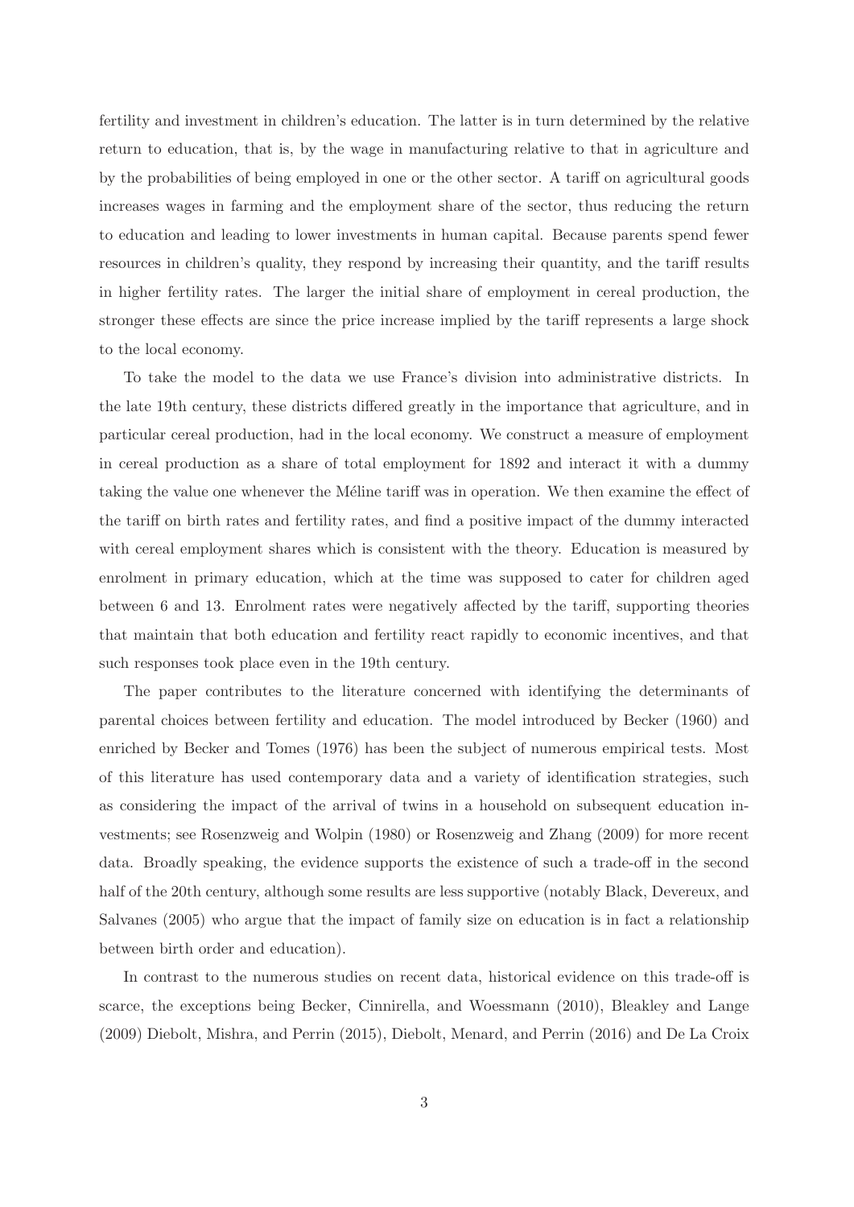fertility and investment in children's education. The latter is in turn determined by the relative return to education, that is, by the wage in manufacturing relative to that in agriculture and by the probabilities of being employed in one or the other sector. A tariff on agricultural goods increases wages in farming and the employment share of the sector, thus reducing the return to education and leading to lower investments in human capital. Because parents spend fewer resources in children's quality, they respond by increasing their quantity, and the tariff results in higher fertility rates. The larger the initial share of employment in cereal production, the stronger these effects are since the price increase implied by the tariff represents a large shock to the local economy.

To take the model to the data we use France's division into administrative districts. In the late 19th century, these districts differed greatly in the importance that agriculture, and in particular cereal production, had in the local economy. We construct a measure of employment in cereal production as a share of total employment for 1892 and interact it with a dummy taking the value one whenever the Méline tariff was in operation. We then examine the effect of the tariff on birth rates and fertility rates, and find a positive impact of the dummy interacted with cereal employment shares which is consistent with the theory. Education is measured by enrolment in primary education, which at the time was supposed to cater for children aged between 6 and 13. Enrolment rates were negatively affected by the tariff, supporting theories that maintain that both education and fertility react rapidly to economic incentives, and that such responses took place even in the 19th century.

The paper contributes to the literature concerned with identifying the determinants of parental choices between fertility and education. The model introduced by Becker (1960) and enriched by Becker and Tomes (1976) has been the subject of numerous empirical tests. Most of this literature has used contemporary data and a variety of identification strategies, such as considering the impact of the arrival of twins in a household on subsequent education investments; see Rosenzweig and Wolpin (1980) or Rosenzweig and Zhang (2009) for more recent data. Broadly speaking, the evidence supports the existence of such a trade-off in the second half of the 20th century, although some results are less supportive (notably Black, Devereux, and Salvanes (2005) who argue that the impact of family size on education is in fact a relationship between birth order and education).

In contrast to the numerous studies on recent data, historical evidence on this trade-off is scarce, the exceptions being Becker, Cinnirella, and Woessmann (2010), Bleakley and Lange (2009) Diebolt, Mishra, and Perrin (2015), Diebolt, Menard, and Perrin (2016) and De La Croix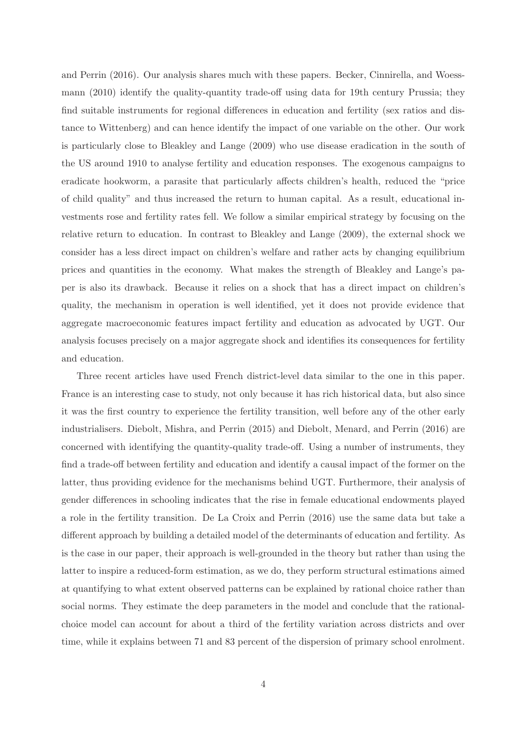and Perrin (2016). Our analysis shares much with these papers. Becker, Cinnirella, and Woessmann (2010) identify the quality-quantity trade-off using data for 19th century Prussia; they find suitable instruments for regional differences in education and fertility (sex ratios and distance to Wittenberg) and can hence identify the impact of one variable on the other. Our work is particularly close to Bleakley and Lange (2009) who use disease eradication in the south of the US around 1910 to analyse fertility and education responses. The exogenous campaigns to eradicate hookworm, a parasite that particularly affects children's health, reduced the "price of child quality" and thus increased the return to human capital. As a result, educational investments rose and fertility rates fell. We follow a similar empirical strategy by focusing on the relative return to education. In contrast to Bleakley and Lange (2009), the external shock we consider has a less direct impact on children's welfare and rather acts by changing equilibrium prices and quantities in the economy. What makes the strength of Bleakley and Lange's paper is also its drawback. Because it relies on a shock that has a direct impact on children's quality, the mechanism in operation is well identified, yet it does not provide evidence that aggregate macroeconomic features impact fertility and education as advocated by UGT. Our analysis focuses precisely on a major aggregate shock and identifies its consequences for fertility and education.

Three recent articles have used French district-level data similar to the one in this paper. France is an interesting case to study, not only because it has rich historical data, but also since it was the first country to experience the fertility transition, well before any of the other early industrialisers. Diebolt, Mishra, and Perrin (2015) and Diebolt, Menard, and Perrin (2016) are concerned with identifying the quantity-quality trade-off. Using a number of instruments, they find a trade-off between fertility and education and identify a causal impact of the former on the latter, thus providing evidence for the mechanisms behind UGT. Furthermore, their analysis of gender differences in schooling indicates that the rise in female educational endowments played a role in the fertility transition. De La Croix and Perrin (2016) use the same data but take a different approach by building a detailed model of the determinants of education and fertility. As is the case in our paper, their approach is well-grounded in the theory but rather than using the latter to inspire a reduced-form estimation, as we do, they perform structural estimations aimed at quantifying to what extent observed patterns can be explained by rational choice rather than social norms. They estimate the deep parameters in the model and conclude that the rational-choice model can account for about a third of the fertility variation across districts and over time, while it explains between 71 and 83 percent of the dispersion of primary school enrolment.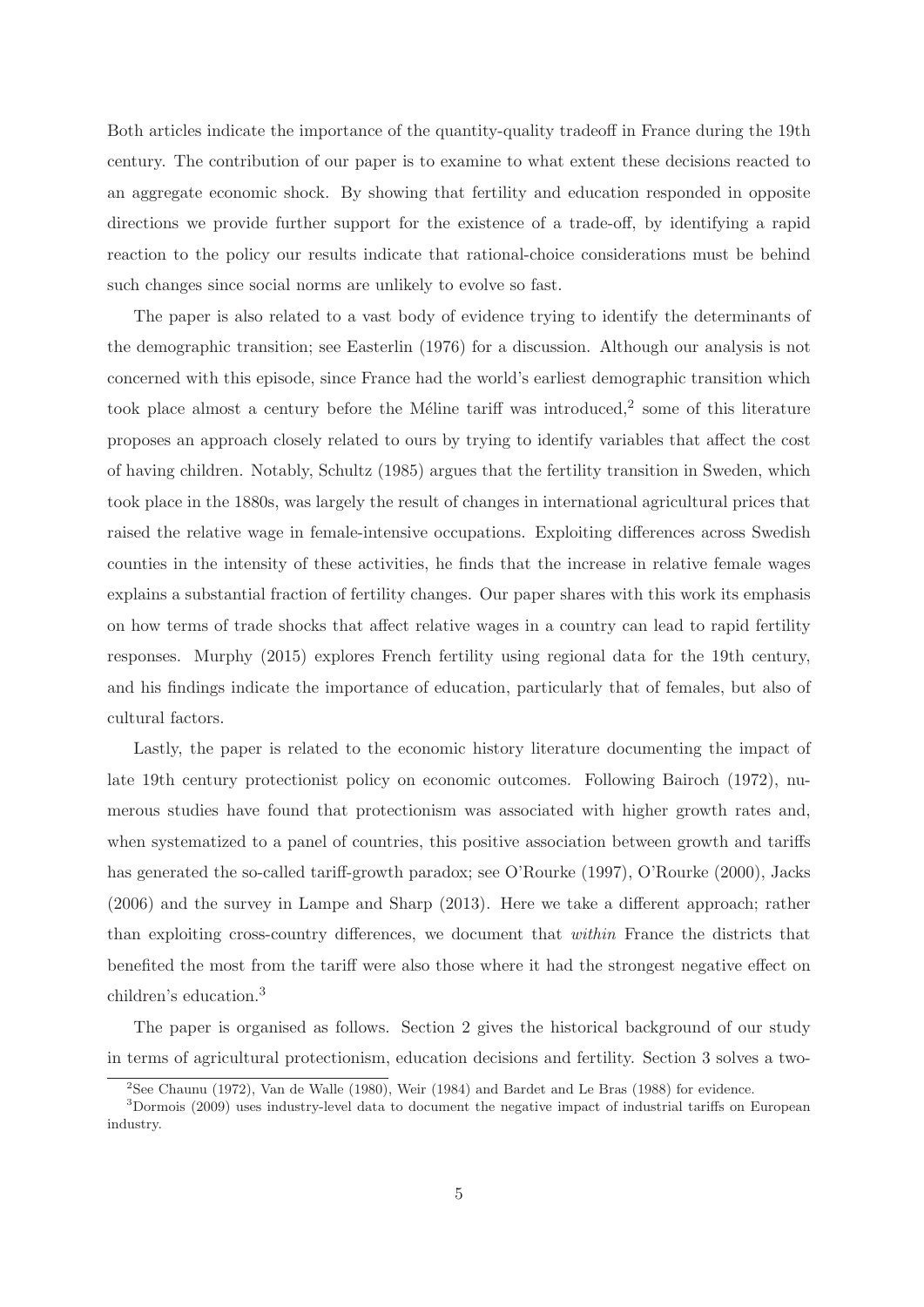Both articles indicate the importance of the quantity-quality tradeoff in France during the 19th century. The contribution of our paper is to examine to what extent these decisions reacted to an aggregate economic shock. By showing that fertility and education responded in opposite directions we provide further support for the existence of a trade-off, by identifying a rapid reaction to the policy our results indicate that rational-choice considerations must be behind such changes since social norms are unlikely to evolve so fast.

The paper is also related to a vast body of evidence trying to identify the determinants of the demographic transition; see Easterlin (1976) for a discussion. Although our analysis is not concerned with this episode, since France had the world's earliest demographic transition which took place almost a century before the Méline tariff was introduced,[2] some of this literature proposes an approach closely related to ours by trying to identify variables that affect the cost of having children. Notably, Schultz (1985) argues that the fertility transition in Sweden, which took place in the 1880s, was largely the result of changes in international agricultural prices that raised the relative wage in female-intensive occupations. Exploiting differences across Swedish counties in the intensity of these activities, he finds that the increase in relative female wages explains a substantial fraction of fertility changes. Our paper shares with this work its emphasis on how terms of trade shocks that affect relative wages in a country can lead to rapid fertility responses. Murphy (2015) explores French fertility using regional data for the 19th century, and his findings indicate the importance of education, particularly that of females, but also of cultural factors.

Lastly, the paper is related to the economic history literature documenting the impact of late 19th century protectionist policy on economic outcomes. Following Bairoch (1972), numerous studies have found that protectionism was associated with higher growth rates and, when systematized to a panel of countries, this positive association between growth and tariffs has generated the so-called tariff-growth paradox; see O'Rourke (1997), O'Rourke (2000), Jacks (2006) and the survey in Lampe and Sharp (2013). Here we take a different approach; rather than exploiting cross-country differences, we document that *within* France the districts that benefited the most from the tariff were also those where it had the strongest negative effect on children's education.[3]

The paper is organised as follows. Section 2 gives the historical background of our study in terms of agricultural protectionism, education decisions and fertility. Section 3 solves a two-

[2] See Chaunu (1972), Van de Walle (1980), Weir (1984) and Bardet and Le Bras (1988) for evidence.

[3] Dormois (2009) uses industry-level data to document the negative impact of industrial tariffs on European industry.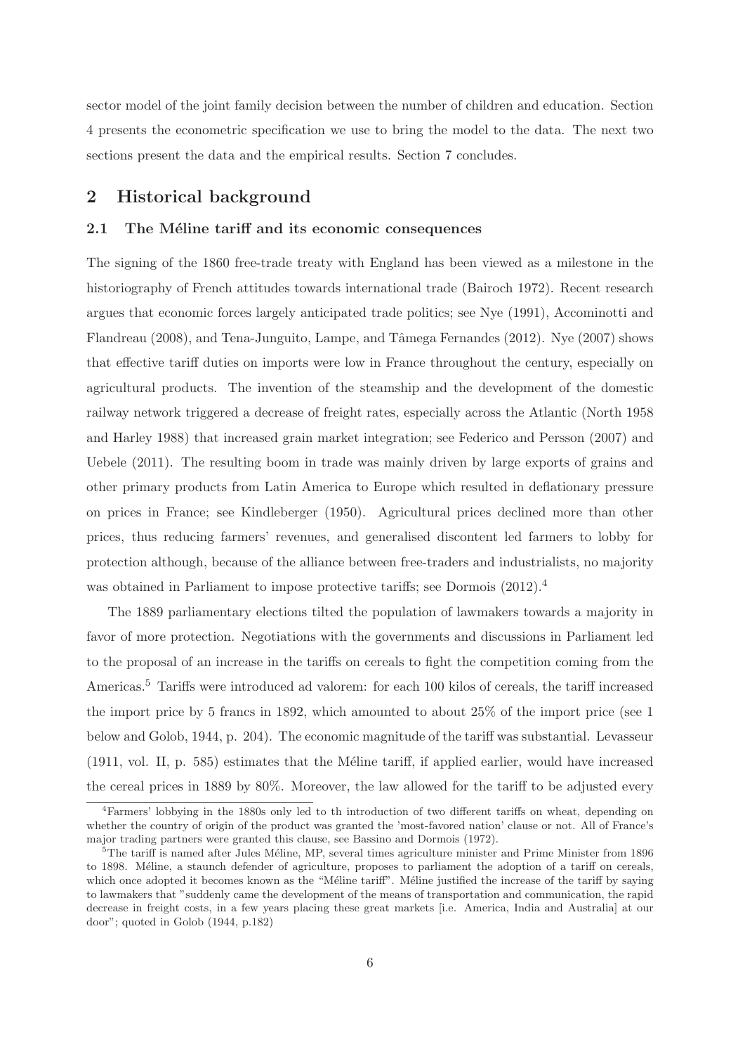sector model of the joint family decision between the number of children and education. Section 4 presents the econometric specification we use to bring the model to the data. The next two sections present the data and the empirical results. Section 7 concludes.

## 2 Historical background

### 2.1 The Méline tariff and its economic consequences

The signing of the 1860 free-trade treaty with England has been viewed as a milestone in the historiography of French attitudes towards international trade (Bairoch 1972). Recent research argues that economic forces largely anticipated trade politics; see Nye (1991), Accominotti and Flandreau (2008), and Tena-Junguito, Lampe, and Tâmega Fernandes (2012). Nye (2007) shows that effective tariff duties on imports were low in France throughout the century, especially on agricultural products. The invention of the steamship and the development of the domestic railway network triggered a decrease of freight rates, especially across the Atlantic (North 1958 and Harley 1988) that increased grain market integration; see Federico and Persson (2007) and Uebele (2011). The resulting boom in trade was mainly driven by large exports of grains and other primary products from Latin America to Europe which resulted in deflationary pressure on prices in France; see Kindleberger (1950). Agricultural prices declined more than other prices, thus reducing farmers' revenues, and generalised discontent led farmers to lobby for protection although, because of the alliance between free-traders and industrialists, no majority was obtained in Parliament to impose protective tariffs; see Dormois (2012).[4]

The 1889 parliamentary elections tilted the population of lawmakers towards a majority in favor of more protection. Negotiations with the governments and discussions in Parliament led to the proposal of an increase in the tariffs on cereals to fight the competition coming from the Americas.[5] Tariffs were introduced ad valorem: for each 100 kilos of cereals, the tariff increased the import price by 5 francs in 1892, which amounted to about 25% of the import price (see 1 below and Golob, 1944, p. 204). The economic magnitude of the tariff was substantial. Levasseur (1911, vol. II, p. 585) estimates that the Méline tariff, if applied earlier, would have increased the cereal prices in 1889 by 80%. Moreover, the law allowed for the tariff to be adjusted every

[4]Farmers' lobbying in the 1880s only led to th introduction of two different tariffs on wheat, depending on whether the country of origin of the product was granted the 'most-favored nation' clause or not. All of France's major trading partners were granted this clause, see Bassino and Dormois (1972).

[5]The tariff is named after Jules Méline, MP, several times agriculture minister and Prime Minister from 1896 to 1898. Méline, a staunch defender of agriculture, proposes to parliament the adoption of a tariff on cereals, which once adopted it becomes known as the "Méline tariff". Méline justified the increase of the tariff by saying to lawmakers that "suddenly came the development of the means of transportation and communication, the rapid decrease in freight costs, in a few years placing these great markets [i.e. America, India and Australia] at our door"; quoted in Golob (1944, p.182)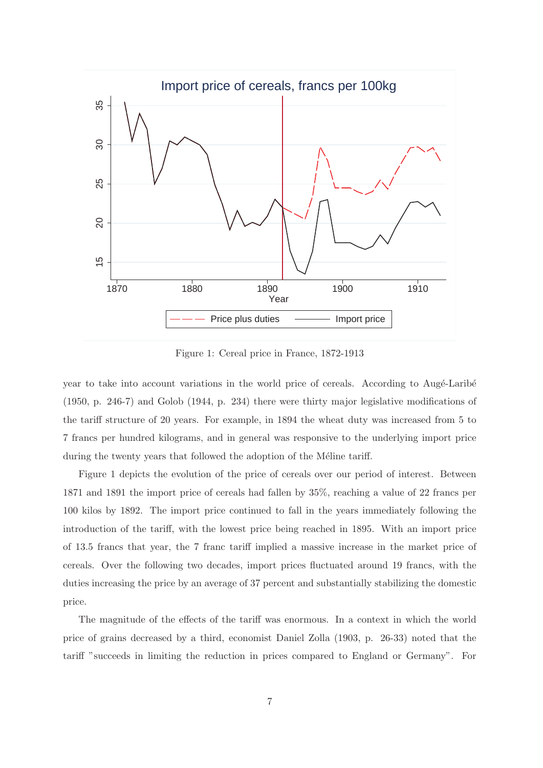Figure 1: Cereal price in France, 1872-1913

year to take into account variations in the world price of cereals. According to Augé-Laribé (1950, p. 246-7) and Golob (1944, p. 234) there were thirty major legislative modifications of the tariff structure of 20 years. For example, in 1894 the wheat duty was increased from 5 to 7 francs per hundred kilograms, and in general was responsive to the underlying import price during the twenty years that followed the adoption of the Méline tariff.

Figure 1 depicts the evolution of the price of cereals over our period of interest. Between 1871 and 1891 the import price of cereals had fallen by 35%, reaching a value of 22 francs per 100 kilos by 1892. The import price continued to fall in the years immediately following the introduction of the tariff, with the lowest price being reached in 1895. With an import price of 13.5 francs that year, the 7 franc tariff implied a massive increase in the market price of cereals. Over the following two decades, import prices fluctuated around 19 francs, with the duties increasing the price by an average of 37 percent and substantially stabilizing the domestic price.

The magnitude of the effects of the tariff was enormous. In a context in which the world price of grains decreased by a third, economist Daniel Zolla (1903, p. 26-33) noted that the tariff "succeeds in limiting the reduction in prices compared to England or Germany". For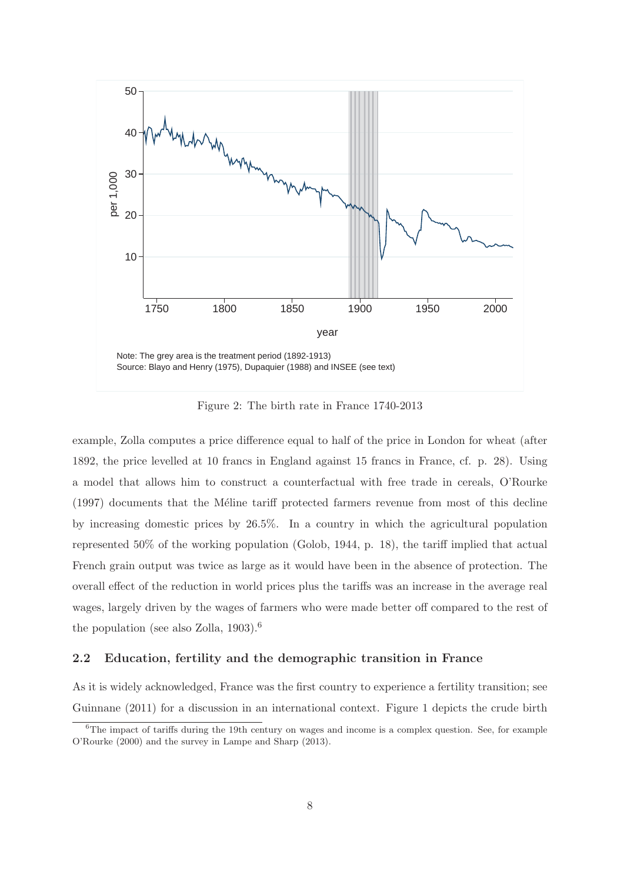Note: The grey area is the treatment period (1892-1913)
Source: Blayo and Henry (1975), Dupaquier (1988) and INSEE (see text)

Figure 2: The birth rate in France 1740-2013

example, Zolla computes a price difference equal to half of the price in London for wheat (after 1892, the price levelled at 10 francs in England against 15 francs in France, cf. p. 28). Using a model that allows him to construct a counterfactual with free trade in cereals, O'Rourke (1997) documents that the Méline tariff protected farmers revenue from most of this decline by increasing domestic prices by 26.5%. In a country in which the agricultural population represented 50% of the working population (Golob, 1944, p. 18), the tariff implied that actual French grain output was twice as large as it would have been in the absence of protection. The overall effect of the reduction in world prices plus the tariffs was an increase in the average real wages, largely driven by the wages of farmers who were made better off compared to the rest of the population (see also Zolla, 1903).[6]

### 2.2 Education, fertility and the demographic transition in France

As it is widely acknowledged, France was the first country to experience a fertility transition; see Guinnane (2011) for a discussion in an international context. Figure 1 depicts the crude birth

[6] The impact of tariffs during the 19th century on wages and income is a complex question. See, for example O'Rourke (2000) and the survey in Lampe and Sharp (2013).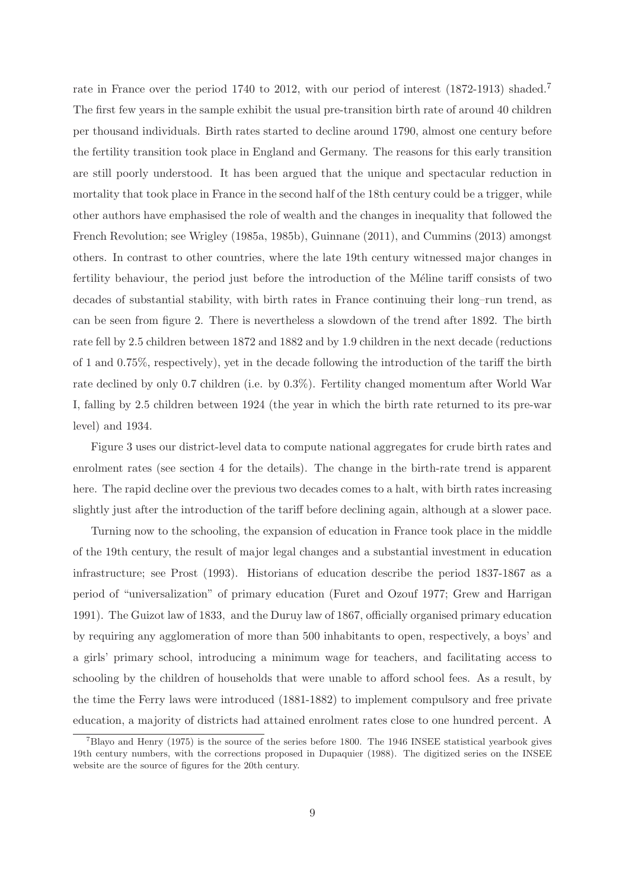rate in France over the period 1740 to 2012, with our period of interest (1872-1913) shaded.[7] The first few years in the sample exhibit the usual pre-transition birth rate of around 40 children per thousand individuals. Birth rates started to decline around 1790, almost one century before the fertility transition took place in England and Germany. The reasons for this early transition are still poorly understood. It has been argued that the unique and spectacular reduction in mortality that took place in France in the second half of the 18th century could be a trigger, while other authors have emphasised the role of wealth and the changes in inequality that followed the French Revolution; see Wrigley (1985a, 1985b), Guinnane (2011), and Cummins (2013) amongst others. In contrast to other countries, where the late 19th century witnessed major changes in fertility behaviour, the period just before the introduction of the Méline tariff consists of two decades of substantial stability, with birth rates in France continuing their long–run trend, as can be seen from figure 2. There is nevertheless a slowdown of the trend after 1892. The birth rate fell by 2.5 children between 1872 and 1882 and by 1.9 children in the next decade (reductions of 1 and 0.75%, respectively), yet in the decade following the introduction of the tariff the birth rate declined by only 0.7 children (i.e. by 0.3%). Fertility changed momentum after World War I, falling by 2.5 children between 1924 (the year in which the birth rate returned to its pre-war level) and 1934.

Figure 3 uses our district-level data to compute national aggregates for crude birth rates and enrolment rates (see section 4 for the details). The change in the birth-rate trend is apparent here. The rapid decline over the previous two decades comes to a halt, with birth rates increasing slightly just after the introduction of the tariff before declining again, although at a slower pace.

Turning now to the schooling, the expansion of education in France took place in the middle of the 19th century, the result of major legal changes and a substantial investment in education infrastructure; see Prost (1993). Historians of education describe the period 1837-1867 as a period of "universalization" of primary education (Furet and Ozouf 1977; Grew and Harrigan 1991). The Guizot law of 1833, and the Duruy law of 1867, officially organised primary education by requiring any agglomeration of more than 500 inhabitants to open, respectively, a boys' and a girls' primary school, introducing a minimum wage for teachers, and facilitating access to schooling by the children of households that were unable to afford school fees. As a result, by the time the Ferry laws were introduced (1881-1882) to implement compulsory and free private education, a majority of districts had attained enrolment rates close to one hundred percent. A

[7] Blayo and Henry (1975) is the source of the series before 1800. The 1946 INSEE statistical yearbook gives 19th century numbers, with the corrections proposed in Dupaquier (1988). The digitized series on the INSEE website are the source of figures for the 20th century.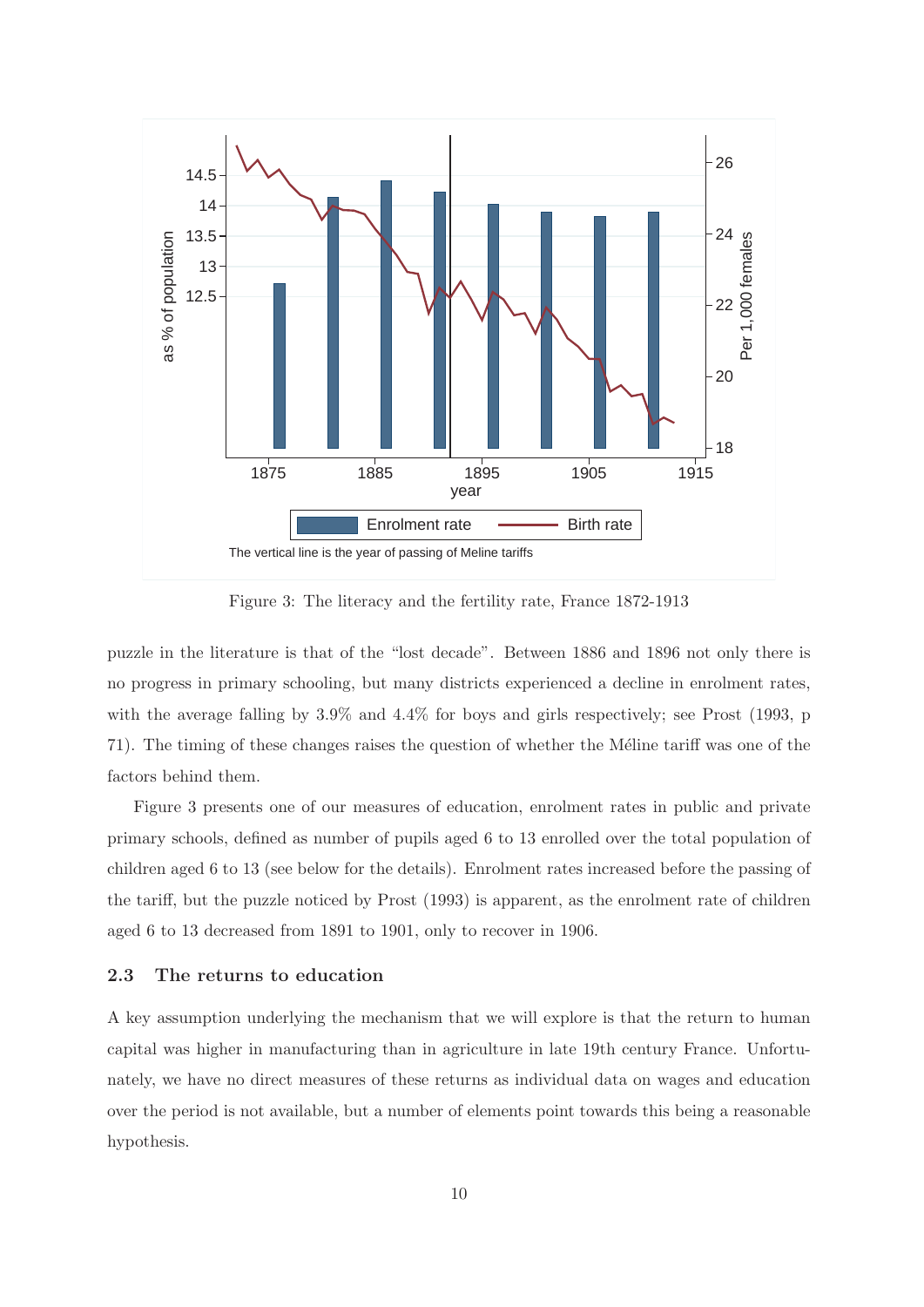Figure 3: The literacy and the fertility rate, France 1872-1913

puzzle in the literature is that of the "lost decade". Between 1886 and 1896 not only there is no progress in primary schooling, but many districts experienced a decline in enrolment rates, with the average falling by 3.9% and 4.4% for boys and girls respectively; see Prost (1993, p 71). The timing of these changes raises the question of whether the Méline tariff was one of the factors behind them.

Figure 3 presents one of our measures of education, enrolment rates in public and private primary schools, defined as number of pupils aged 6 to 13 enrolled over the total population of children aged 6 to 13 (see below for the details). Enrolment rates increased before the passing of the tariff, but the puzzle noticed by Prost (1993) is apparent, as the enrolment rate of children aged 6 to 13 decreased from 1891 to 1901, only to recover in 1906.

### 2.3 The returns to education

A key assumption underlying the mechanism that we will explore is that the return to human capital was higher in manufacturing than in agriculture in late 19th century France. Unfortunately, we have no direct measures of these returns as individual data on wages and education over the period is not available, but a number of elements point towards this being a reasonable hypothesis.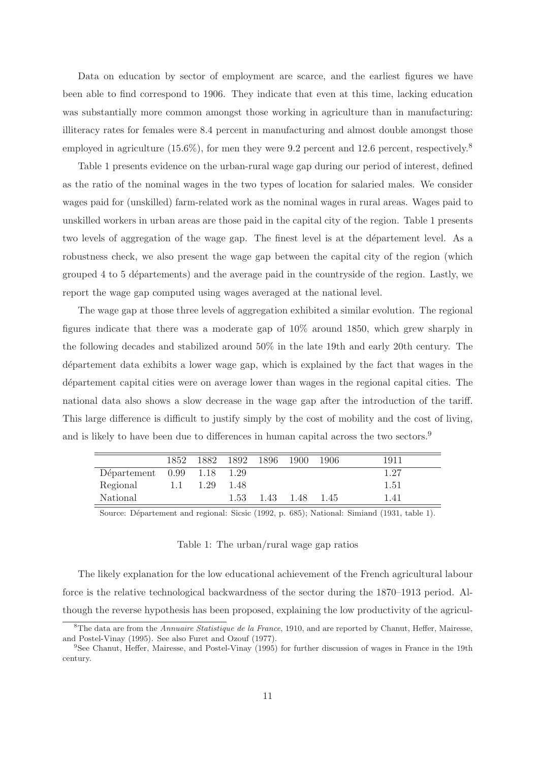Data on education by sector of employment are scarce, and the earliest figures we have been able to find correspond to 1906. They indicate that even at this time, lacking education was substantially more common amongst those working in agriculture than in manufacturing: illiteracy rates for females were 8.4 percent in manufacturing and almost double amongst those employed in agriculture (15.6%), for men they were 9.2 percent and 12.6 percent, respectively.[8]

Table 1 presents evidence on the urban-rural wage gap during our period of interest, defined as the ratio of the nominal wages in the two types of location for salaried males. We consider wages paid for (unskilled) farm-related work as the nominal wages in rural areas. Wages paid to unskilled workers in urban areas are those paid in the capital city of the region. Table 1 presents two levels of aggregation of the wage gap. The finest level is at the département level. As a robustness check, we also present the wage gap between the capital city of the region (which grouped 4 to 5 départements) and the average paid in the countryside of the region. Lastly, we report the wage gap computed using wages averaged at the national level.

The wage gap at those three levels of aggregation exhibited a similar evolution. The regional figures indicate that there was a moderate gap of 10% around 1850, which grew sharply in the following decades and stabilized around 50% in the late 19th and early 20th century. The département data exhibits a lower wage gap, which is explained by the fact that wages in the département capital cities were on average lower than wages in the regional capital cities. The national data also shows a slow decrease in the wage gap after the introduction of the tariff. This large difference is difficult to justify simply by the cost of mobility and the cost of living, and is likely to have been due to differences in human capital across the two sectors.[9]

| | 1852 | 1882 | 1892 | 1896 | 1900 | 1906 | 1911 |
|---|---|---|---|---|---|---|---|
| Département | 0.99 | 1.18 | 1.29 | | | | 1.27 |
| Regional | 1.1 | 1.29 | 1.48 | | | | 1.51 |
| National | | | 1.53 | 1.43 | 1.48 | 1.45 | 1.41 |

Source: Département and regional: Sicsic (1992, p. 685); National: Simiand (1931, table 1).

Table 1: The urban/rural wage gap ratios

The likely explanation for the low educational achievement of the French agricultural labour force is the relative technological backwardness of the sector during the 1870–1913 period. Although the reverse hypothesis has been proposed, explaining the low productivity of the agricul-

[8] The data are from the *Annuaire Statistique de la France*, 1910, and are reported by Chanut, Heffer, Mairesse, and Postel-Vinay (1995). See also Furet and Ozouf (1977).

[9] See Chanut, Heffer, Mairesse, and Postel-Vinay (1995) for further discussion of wages in France in the 19th century.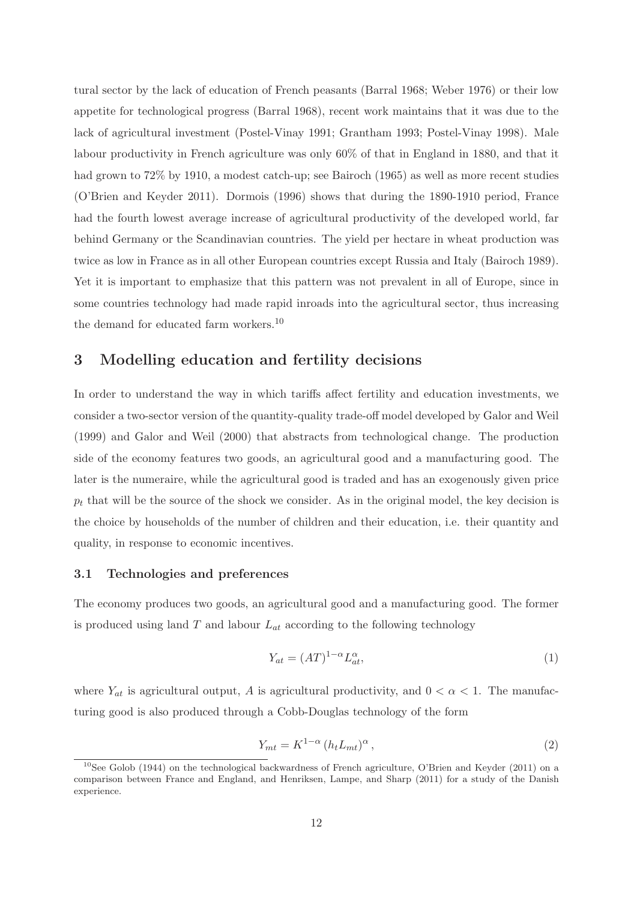tural sector by the lack of education of French peasants (Barral 1968; Weber 1976) or their low appetite for technological progress (Barral 1968), recent work maintains that it was due to the lack of agricultural investment (Postel-Vinay 1991; Grantham 1993; Postel-Vinay 1998). Male labour productivity in French agriculture was only 60% of that in England in 1880, and that it had grown to 72% by 1910, a modest catch-up; see Bairoch (1965) as well as more recent studies (O'Brien and Keyder 2011). Dormois (1996) shows that during the 1890-1910 period, France had the fourth lowest average increase of agricultural productivity of the developed world, far behind Germany or the Scandinavian countries. The yield per hectare in wheat production was twice as low in France as in all other European countries except Russia and Italy (Bairoch 1989). Yet it is important to emphasize that this pattern was not prevalent in all of Europe, since in some countries technology had made rapid inroads into the agricultural sector, thus increasing the demand for educated farm workers.[10]

## 3 Modelling education and fertility decisions

In order to understand the way in which tariffs affect fertility and education investments, we consider a two-sector version of the quantity-quality trade-off model developed by Galor and Weil (1999) and Galor and Weil (2000) that abstracts from technological change. The production side of the economy features two goods, an agricultural good and a manufacturing good. The later is the numeraire, while the agricultural good is traded and has an exogenously given price $p_t$ that will be the source of the shock we consider. As in the original model, the key decision is the choice by households of the number of children and their education, i.e. their quantity and quality, in response to economic incentives.

### 3.1 Technologies and preferences

The economy produces two goods, an agricultural good and a manufacturing good. The former is produced using land $T$ and labour $L_{at}$ according to the following technology

$$Y_{at} = (AT)^{1-\alpha} L_{at}^{\alpha}, \tag{1}$$

where $Y_{at}$ is agricultural output, $A$ is agricultural productivity, and $0 < \alpha < 1$. The manufacturing good is also produced through a Cobb-Douglas technology of the form

$$Y_{mt} = K^{1-\alpha} \left(h_t L_{mt}\right)^{\alpha}, \tag{2}$$

[10] See Golob (1944) on the technological backwardness of French agriculture, O'Brien and Keyder (2011) on a comparison between France and England, and Henriksen, Lampe, and Sharp (2011) for a study of the Danish experience.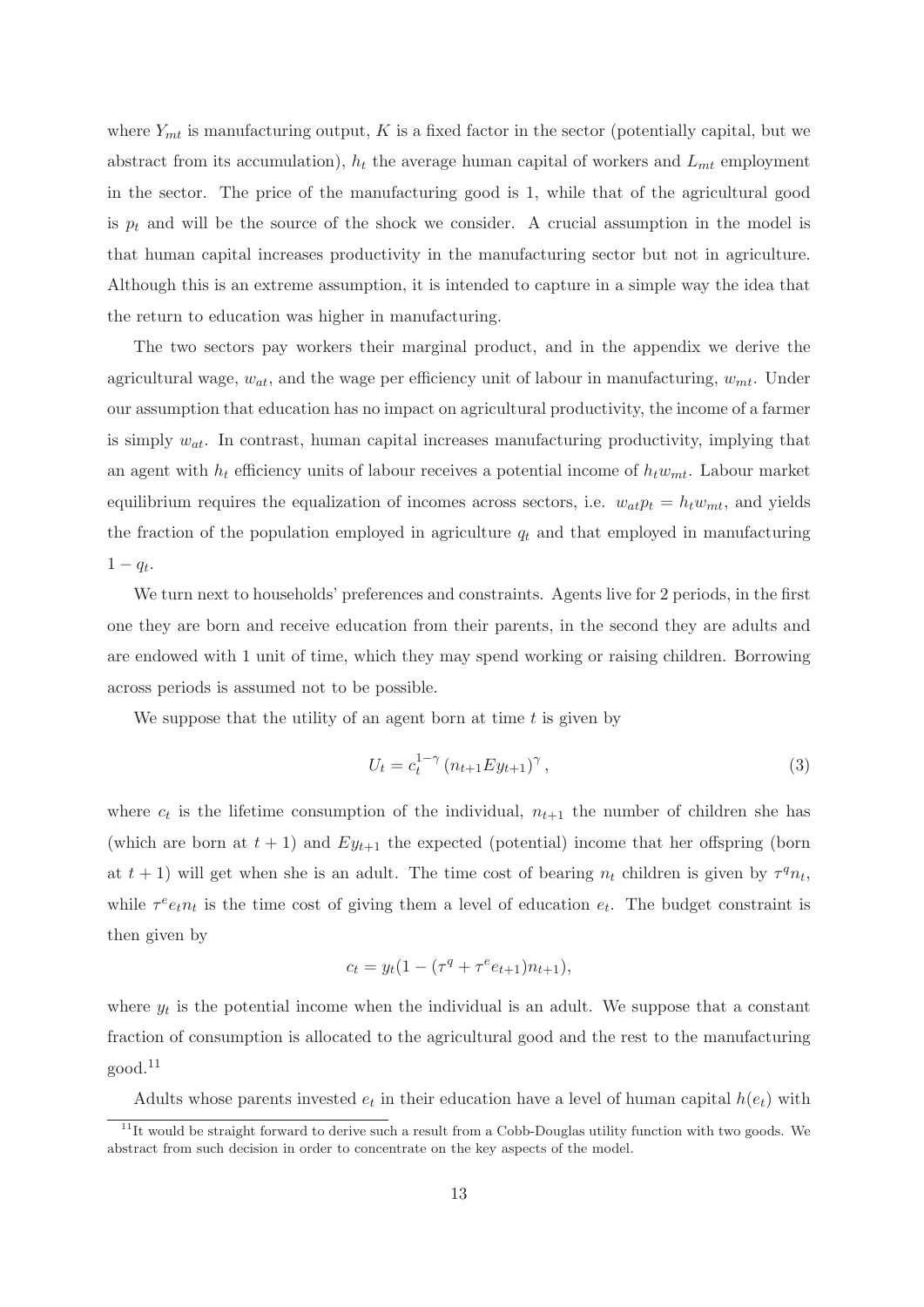where $Y_{mt}$ is manufacturing output, $K$ is a fixed factor in the sector (potentially capital, but we abstract from its accumulation), $h_t$ the average human capital of workers and $L_{mt}$ employment in the sector. The price of the manufacturing good is 1, while that of the agricultural good is $p_t$ and will be the source of the shock we consider. A crucial assumption in the model is that human capital increases productivity in the manufacturing sector but not in agriculture. Although this is an extreme assumption, it is intended to capture in a simple way the idea that the return to education was higher in manufacturing.

The two sectors pay workers their marginal product, and in the appendix we derive the agricultural wage, $w_{at}$, and the wage per efficiency unit of labour in manufacturing, $w_{mt}$. Under our assumption that education has no impact on agricultural productivity, the income of a farmer is simply $w_{at}$. In contrast, human capital increases manufacturing productivity, implying that an agent with $h_t$ efficiency units of labour receives a potential income of $h_t w_{mt}$. Labour market equilibrium requires the equalization of incomes across sectors, i.e. $w_{at}p_t = h_t w_{mt}$, and yields the fraction of the population employed in agriculture $q_t$ and that employed in manufacturing $1 - q_t$.

We turn next to households' preferences and constraints. Agents live for 2 periods, in the first one they are born and receive education from their parents, in the second they are adults and are endowed with 1 unit of time, which they may spend working or raising children. Borrowing across periods is assumed not to be possible.

We suppose that the utility of an agent born at time $t$ is given by

$$U_t = c_t^{1-\gamma} \left(n_{t+1} E y_{t+1}\right)^{\gamma}, \tag{3}$$

where $c_t$ is the lifetime consumption of the individual, $n_{t+1}$ the number of children she has (which are born at $t + 1$) and $Ey_{t+1}$ the expected (potential) income that her offspring (born at $t + 1$) will get when she is an adult. The time cost of bearing $n_t$ children is given by $\tau^q n_t$, while $\tau^e e_t n_t$ is the time cost of giving them a level of education $e_t$. The budget constraint is then given by

$$c_t = y_t(1 - (\tau^q + \tau^e e_{t+1})n_{t+1}),$$

where $y_t$ is the potential income when the individual is an adult. We suppose that a constant fraction of consumption is allocated to the agricultural good and the rest to the manufacturing good.[11]

Adults whose parents invested $e_t$ in their education have a level of human capital $h(e_t)$ with

[11] It would be straight forward to derive such a result from a Cobb-Douglas utility function with two goods. We abstract from such decision in order to concentrate on the key aspects of the model.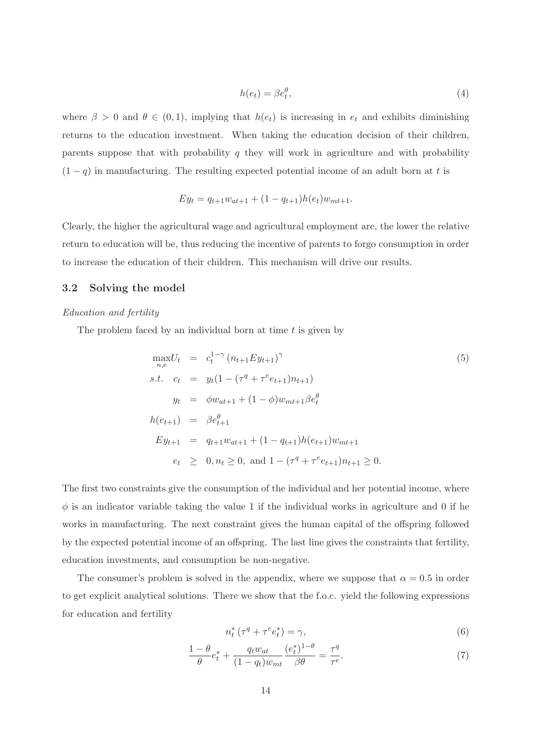$$h(e_t) = \beta e_t^{\theta}, \tag{4}$$

where $\beta > 0$ and $\theta \in (0, 1)$, implying that $h(e_t)$ is increasing in $e_t$ and exhibits diminishing returns to the education investment. When taking the education decision of their children, parents suppose that with probability $q$ they will work in agriculture and with probability $(1-q)$ in manufacturing. The resulting expected potential income of an adult born at $t$ is

$$Ey_t = q_{t+1} w_{at+1} + (1 - q_{t+1}) h(e_t) w_{mt+1}.$$

Clearly, the higher the agricultural wage and agricultural employment are, the lower the relative return to education will be, thus reducing the incentive of parents to forgo consumption in order to increase the education of their children. This mechanism will drive our results.

### 3.2 Solving the model

*Education and fertility*

The problem faced by an individual born at time $t$ is given by

$$\begin{aligned}
\max_{n,e} U_t &= c_t^{1-\gamma} \left(n_{t+1} E y_{t+1}\right)^{\gamma} \\
s.t. \quad c_t &= y_t (1 - (\tau^q + \tau^e e_{t+1}) n_{t+1}) \\
y_t &= \phi w_{at+1} + (1 - \phi) w_{mt+1} \beta e_t^{\theta} \\
h(e_{t+1}) &= \beta e_{t+1}^{\theta} \\
E y_{t+1} &= q_{t+1} w_{at+1} + (1 - q_{t+1}) h(e_{t+1}) w_{mt+1} \\
e_t &\geq 0, n_t \geq 0, \text{ and } 1 - (\tau^q + \tau^e e_{t+1}) n_{t+1} \geq 0.
\end{aligned} \tag{5}$$

The first two constraints give the consumption of the individual and her potential income, where $\phi$ is an indicator variable taking the value 1 if the individual works in agriculture and 0 if he works in manufacturing. The next constraint gives the human capital of the offspring followed by the expected potential income of an offspring. The last line gives the constraints that fertility, education investments, and consumption be non-negative.

The consumer's problem is solved in the appendix, where we suppose that $\alpha = 0.5$ in order to get explicit analytical solutions. There we show that the f.o.c. yield the following expressions for education and fertility

$$n_t^* \left(\tau^q + \tau^e e_t^*\right) = \gamma, \tag{6}$$

$$\frac{1-\theta}{\theta} e_t^* + \frac{q_t w_{at}}{(1 - q_t) w_{mt}} \frac{(e_t^*)^{1-\theta}}{\beta \theta} = \frac{\tau^q}{\tau^e}. \tag{7}$$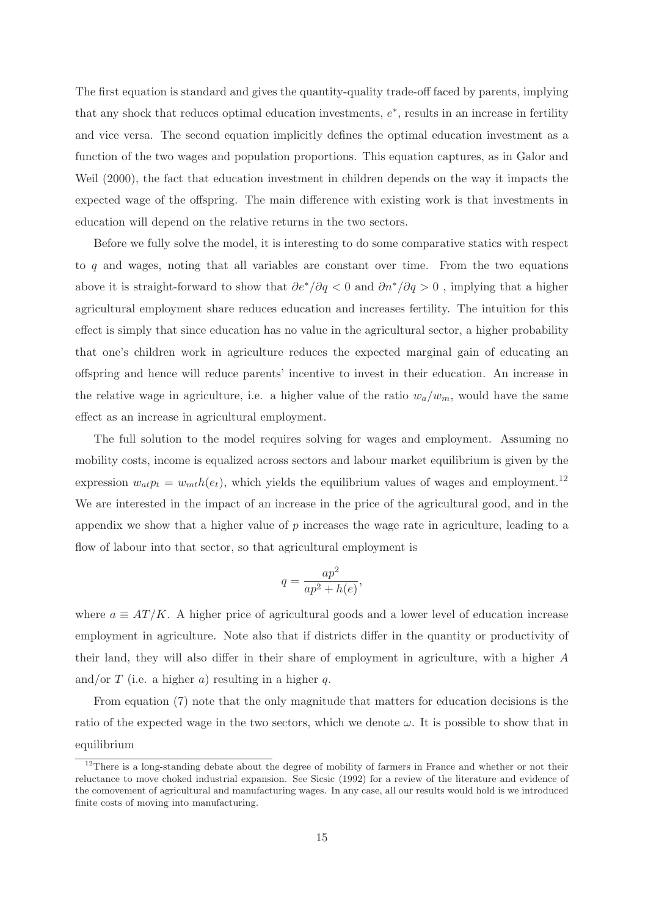The first equation is standard and gives the quantity-quality trade-off faced by parents, implying that any shock that reduces optimal education investments, $e^*$, results in an increase in fertility and vice versa. The second equation implicitly defines the optimal education investment as a function of the two wages and population proportions. This equation captures, as in Galor and Weil (2000), the fact that education investment in children depends on the way it impacts the expected wage of the offspring. The main difference with existing work is that investments in education will depend on the relative returns in the two sectors.

Before we fully solve the model, it is interesting to do some comparative statics with respect to $q$ and wages, noting that all variables are constant over time. From the two equations above it is straight-forward to show that $\partial e^*/\partial q < 0$ and $\partial n^*/\partial q > 0$ , implying that a higher agricultural employment share reduces education and increases fertility. The intuition for this effect is simply that since education has no value in the agricultural sector, a higher probability that one's children work in agriculture reduces the expected marginal gain of educating an offspring and hence will reduce parents' incentive to invest in their education. An increase in the relative wage in agriculture, i.e. a higher value of the ratio $w_a/w_m$, would have the same effect as an increase in agricultural employment.

The full solution to the model requires solving for wages and employment. Assuming no mobility costs, income is equalized across sectors and labour market equilibrium is given by the expression $w_{at}p_t = w_{mt}h(e_t)$, which yields the equilibrium values of wages and employment.[12] We are interested in the impact of an increase in the price of the agricultural good, and in the appendix we show that a higher value of $p$ increases the wage rate in agriculture, leading to a flow of labour into that sector, so that agricultural employment is

$$q = \frac{ap^2}{ap^2 + h(e)},$$

where $a \equiv AT/K$. A higher price of agricultural goods and a lower level of education increase employment in agriculture. Note also that if districts differ in the quantity or productivity of their land, they will also differ in their share of employment in agriculture, with a higher $A$ and/or $T$ (i.e. a higher $a$) resulting in a higher $q$.

From equation (7) note that the only magnitude that matters for education decisions is the ratio of the expected wage in the two sectors, which we denote $\omega$. It is possible to show that in equilibrium

[12] There is a long-standing debate about the degree of mobility of farmers in France and whether or not their reluctance to move choked industrial expansion. See Sicsic (1992) for a review of the literature and evidence of the comovement of agricultural and manufacturing wages. In any case, all our results would hold is we introduced finite costs of moving into manufacturing.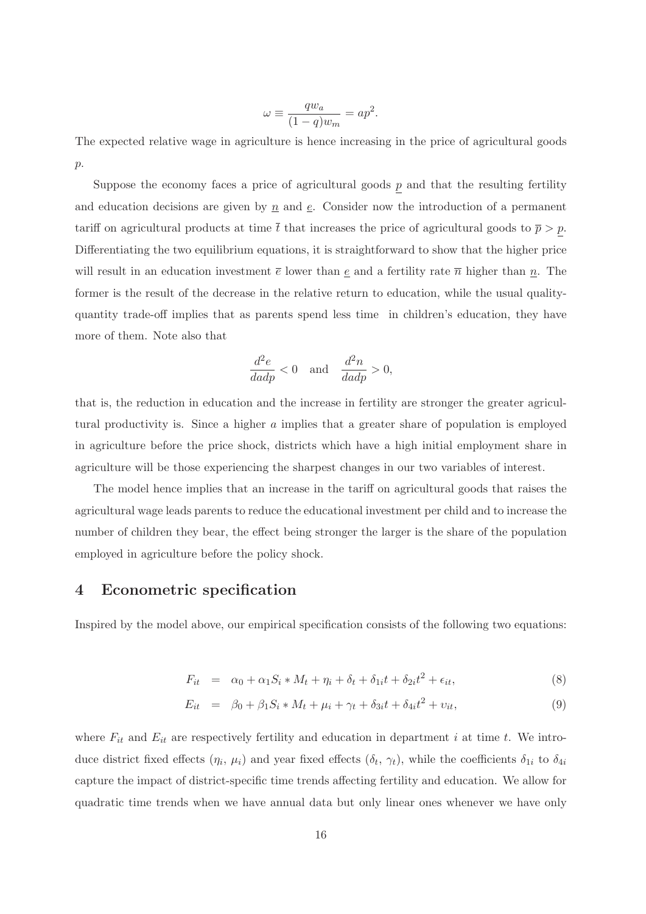$$\omega \equiv \frac{qw_a}{(1-q)w_m} = ap^2.$$

The expected relative wage in agriculture is hence increasing in the price of agricultural goods $p$.

Suppose the economy faces a price of agricultural goods $\underline{p}$ and that the resulting fertility and education decisions are given by $\underline{n}$ and $\underline{e}$. Consider now the introduction of a permanent tariff on agricultural products at time $\bar{t}$ that increases the price of agricultural goods to $\overline{p} > \underline{p}$. Differentiating the two equilibrium equations, it is straightforward to show that the higher price will result in an education investment $\overline{e}$ lower than $\underline{e}$ and a fertility rate $\overline{n}$ higher than $\underline{n}$. The former is the result of the decrease in the relative return to education, while the usual quality-quantity trade-off implies that as parents spend less time in children's education, they have more of them. Note also that

$$\frac{d^2e}{dadp} < 0 \quad \text{and} \quad \frac{d^2n}{dadp} > 0,$$

that is, the reduction in education and the increase in fertility are stronger the greater agricultural productivity is. Since a higher $a$ implies that a greater share of population is employed in agriculture before the price shock, districts which have a high initial employment share in agriculture will be those experiencing the sharpest changes in our two variables of interest.

The model hence implies that an increase in the tariff on agricultural goods that raises the agricultural wage leads parents to reduce the educational investment per child and to increase the number of children they bear, the effect being stronger the larger is the share of the population employed in agriculture before the policy shock.

## 4 Econometric specification

Inspired by the model above, our empirical specification consists of the following two equations:

$$F_{it} = \alpha_0 + \alpha_1 S_i * M_t + \eta_i + \delta_t + \delta_{1i}t + \delta_{2i}t^2 + \epsilon_{it}, \tag{8}$$

$$E_{it} = \beta_0 + \beta_1 S_i * M_t + \mu_i + \gamma_t + \delta_{3i}t + \delta_{4i}t^2 + \upsilon_{it}, \tag{9}$$

where $F_{it}$ and $E_{it}$ are respectively fertility and education in department $i$ at time $t$. We introduce district fixed effects ($\eta_i$, $\mu_i$) and year fixed effects ($\delta_t$, $\gamma_t$), while the coefficients $\delta_{1i}$ to $\delta_{4i}$ capture the impact of district-specific time trends affecting fertility and education. We allow for quadratic time trends when we have annual data but only linear ones whenever we have only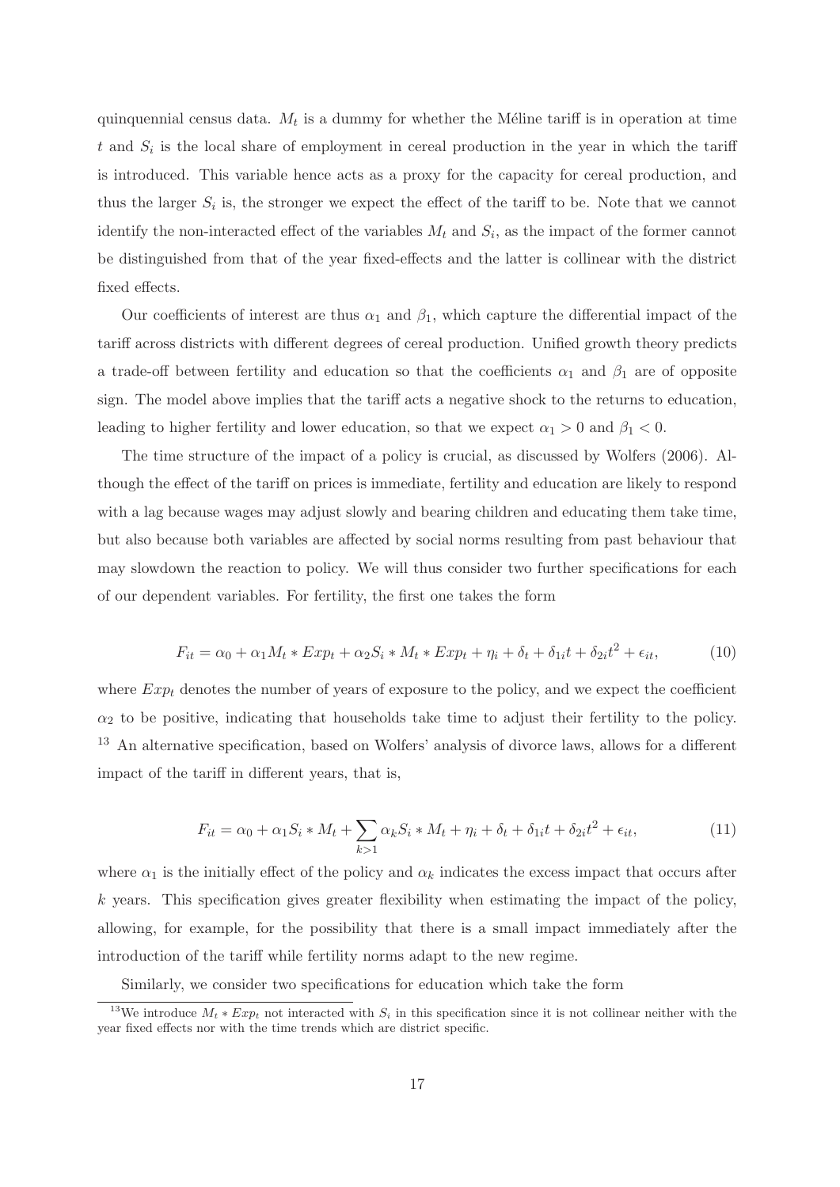quinquennial census data. $M_t$ is a dummy for whether the Méline tariff is in operation at time $t$ and $S_i$ is the local share of employment in cereal production in the year in which the tariff is introduced. This variable hence acts as a proxy for the capacity for cereal production, and thus the larger $S_i$ is, the stronger we expect the effect of the tariff to be. Note that we cannot identify the non-interacted effect of the variables $M_t$ and $S_i$, as the impact of the former cannot be distinguished from that of the year fixed-effects and the latter is collinear with the district fixed effects.

Our coefficients of interest are thus $\alpha_1$ and $\beta_1$, which capture the differential impact of the tariff across districts with different degrees of cereal production. Unified growth theory predicts a trade-off between fertility and education so that the coefficients $\alpha_1$ and $\beta_1$ are of opposite sign. The model above implies that the tariff acts a negative shock to the returns to education, leading to higher fertility and lower education, so that we expect $\alpha_1 > 0$ and $\beta_1 < 0$.

The time structure of the impact of a policy is crucial, as discussed by Wolfers (2006). Although the effect of the tariff on prices is immediate, fertility and education are likely to respond with a lag because wages may adjust slowly and bearing children and educating them take time, but also because both variables are affected by social norms resulting from past behaviour that may slowdown the reaction to policy. We will thus consider two further specifications for each of our dependent variables. For fertility, the first one takes the form

$$F_{it} = \alpha_0 + \alpha_1 M_t * Exp_t + \alpha_2 S_i * M_t * Exp_t + \eta_i + \delta_t + \delta_{1i}t + \delta_{2i}t^2 + \epsilon_{it}, \tag{10}$$

where $Exp_t$ denotes the number of years of exposure to the policy, and we expect the coefficient $\alpha_2$ to be positive, indicating that households take time to adjust their fertility to the policy. [13] An alternative specification, based on Wolfers' analysis of divorce laws, allows for a different impact of the tariff in different years, that is,

$$F_{it} = \alpha_0 + \alpha_1 S_i * M_t + \sum_{k>1} \alpha_k S_i * M_t + \eta_i + \delta_t + \delta_{1i}t + \delta_{2i}t^2 + \epsilon_{it}, \tag{11}$$

where $\alpha_1$ is the initially effect of the policy and $\alpha_k$ indicates the excess impact that occurs after $k$ years. This specification gives greater flexibility when estimating the impact of the policy, allowing, for example, for the possibility that there is a small impact immediately after the introduction of the tariff while fertility norms adapt to the new regime.

Similarly, we consider two specifications for education which take the form

[13] We introduce $M_t * Exp_t$ not interacted with $S_i$ in this specification since it is not collinear neither with the year fixed effects nor with the time trends which are district specific.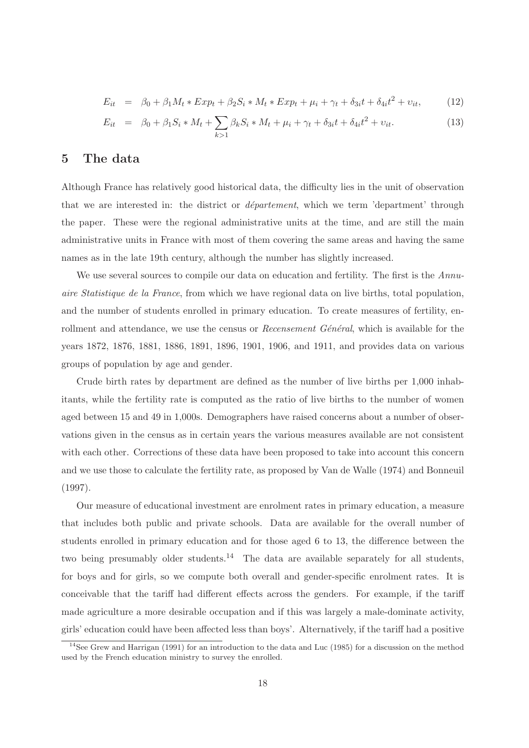$$E_{it} = \beta_0 + \beta_1 M_t * Exp_t + \beta_2 S_i * M_t * Exp_t + \mu_i + \gamma_t + \delta_{3i} t + \delta_{4i} t^2 + \upsilon_{it}, \tag{12}$$

$$E_{it} = \beta_0 + \beta_1 S_i * M_t + \sum_{k>1} \beta_k S_i * M_t + \mu_i + \gamma_t + \delta_{3i} t + \delta_{4i} t^2 + \upsilon_{it}. \tag{13}$$

## 5 The data

Although France has relatively good historical data, the difficulty lies in the unit of observation that we are interested in: the district or *département*, which we term 'department' through the paper. These were the regional administrative units at the time, and are still the main administrative units in France with most of them covering the same areas and having the same names as in the late 19th century, although the number has slightly increased.

We use several sources to compile our data on education and fertility. The first is the *Annuaire Statistique de la France*, from which we have regional data on live births, total population, and the number of students enrolled in primary education. To create measures of fertility, enrollment and attendance, we use the census or *Recensement Général*, which is available for the years 1872, 1876, 1881, 1886, 1891, 1896, 1901, 1906, and 1911, and provides data on various groups of population by age and gender.

Crude birth rates by department are defined as the number of live births per 1,000 inhabitants, while the fertility rate is computed as the ratio of live births to the number of women aged between 15 and 49 in 1,000s. Demographers have raised concerns about a number of observations given in the census as in certain years the various measures available are not consistent with each other. Corrections of these data have been proposed to take into account this concern and we use those to calculate the fertility rate, as proposed by Van de Walle (1974) and Bonneuil (1997).

Our measure of educational investment are enrolment rates in primary education, a measure that includes both public and private schools. Data are available for the overall number of students enrolled in primary education and for those aged 6 to 13, the difference between the two being presumably older students.[14] The data are available separately for all students, for boys and for girls, so we compute both overall and gender-specific enrolment rates. It is conceivable that the tariff had different effects across the genders. For example, if the tariff made agriculture a more desirable occupation and if this was largely a male-dominate activity, girls' education could have been affected less than boys'. Alternatively, if the tariff had a positive

[14] See Grew and Harrigan (1991) for an introduction to the data and Luc (1985) for a discussion on the method used by the French education ministry to survey the enrolled.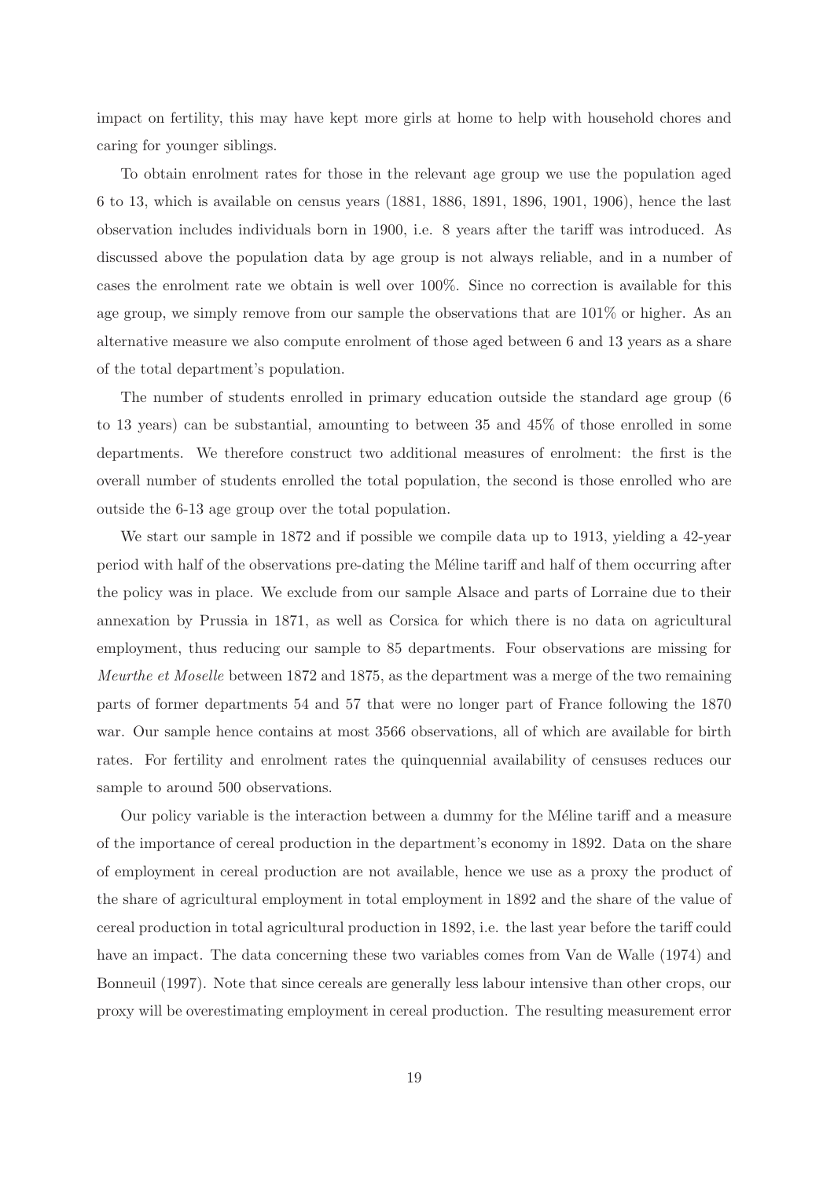impact on fertility, this may have kept more girls at home to help with household chores and caring for younger siblings.

To obtain enrolment rates for those in the relevant age group we use the population aged 6 to 13, which is available on census years (1881, 1886, 1891, 1896, 1901, 1906), hence the last observation includes individuals born in 1900, i.e. 8 years after the tariff was introduced. As discussed above the population data by age group is not always reliable, and in a number of cases the enrolment rate we obtain is well over 100%. Since no correction is available for this age group, we simply remove from our sample the observations that are 101% or higher. As an alternative measure we also compute enrolment of those aged between 6 and 13 years as a share of the total department's population.

The number of students enrolled in primary education outside the standard age group (6 to 13 years) can be substantial, amounting to between 35 and 45% of those enrolled in some departments. We therefore construct two additional measures of enrolment: the first is the overall number of students enrolled the total population, the second is those enrolled who are outside the 6-13 age group over the total population.

We start our sample in 1872 and if possible we compile data up to 1913, yielding a 42-year period with half of the observations pre-dating the Méline tariff and half of them occurring after the policy was in place. We exclude from our sample Alsace and parts of Lorraine due to their annexation by Prussia in 1871, as well as Corsica for which there is no data on agricultural employment, thus reducing our sample to 85 departments. Four observations are missing for *Meurthe et Moselle* between 1872 and 1875, as the department was a merge of the two remaining parts of former departments 54 and 57 that were no longer part of France following the 1870 war. Our sample hence contains at most 3566 observations, all of which are available for birth rates. For fertility and enrolment rates the quinquennial availability of censuses reduces our sample to around 500 observations.

Our policy variable is the interaction between a dummy for the Méline tariff and a measure of the importance of cereal production in the department's economy in 1892. Data on the share of employment in cereal production are not available, hence we use as a proxy the product of the share of agricultural employment in total employment in 1892 and the share of the value of cereal production in total agricultural production in 1892, i.e. the last year before the tariff could have an impact. The data concerning these two variables comes from Van de Walle (1974) and Bonneuil (1997). Note that since cereals are generally less labour intensive than other crops, our proxy will be overestimating employment in cereal production. The resulting measurement error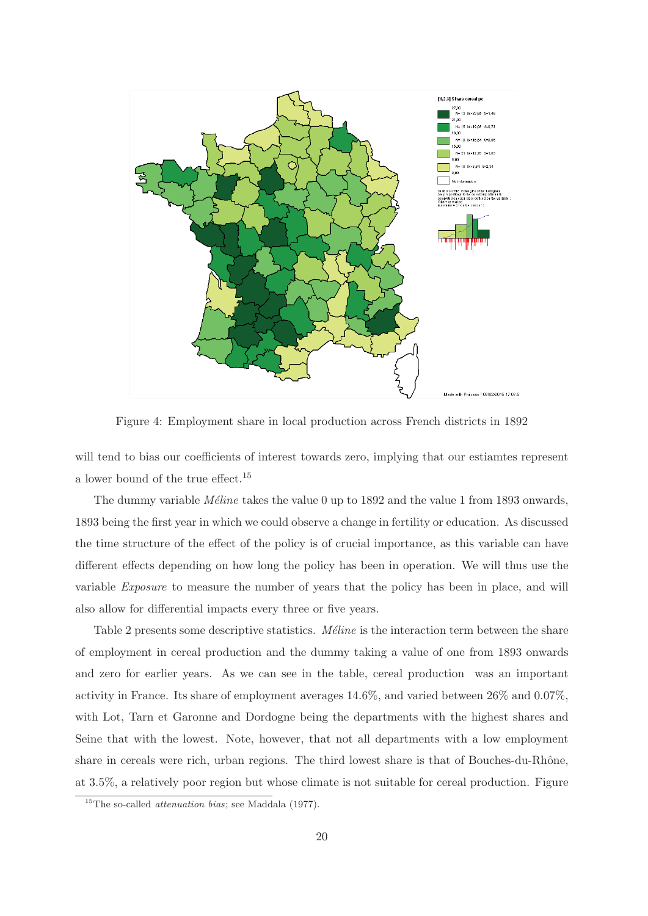Figure 4: Employment share in local production across French districts in 1892

will tend to bias our coefficients of interest towards zero, implying that our estiamtes represent a lower bound of the true effect.[15]

The dummy variable *Méline* takes the value 0 up to 1892 and the value 1 from 1893 onwards, 1893 being the first year in which we could observe a change in fertility or education. As discussed the time structure of the effect of the policy is of crucial importance, as this variable can have different effects depending on how long the policy has been in operation. We will thus use the variable *Exposure* to measure the number of years that the policy has been in place, and will also allow for differential impacts every three or five years.

Table 2 presents some descriptive statistics. *Méline* is the interaction term between the share of employment in cereal production and the dummy taking a value of one from 1893 onwards and zero for earlier years. As we can see in the table, cereal production was an important activity in France. Its share of employment averages 14.6%, and varied between 26% and 0.07%, with Lot, Tarn et Garonne and Dordogne being the departments with the highest shares and Seine that with the lowest. Note, however, that not all departments with a low employment share in cereals were rich, urban regions. The third lowest share is that of Bouches-du-Rhône, at 3.5%, a relatively poor region but whose climate is not suitable for cereal production. Figure

[15] The so-called *attenuation bias*; see Maddala (1977).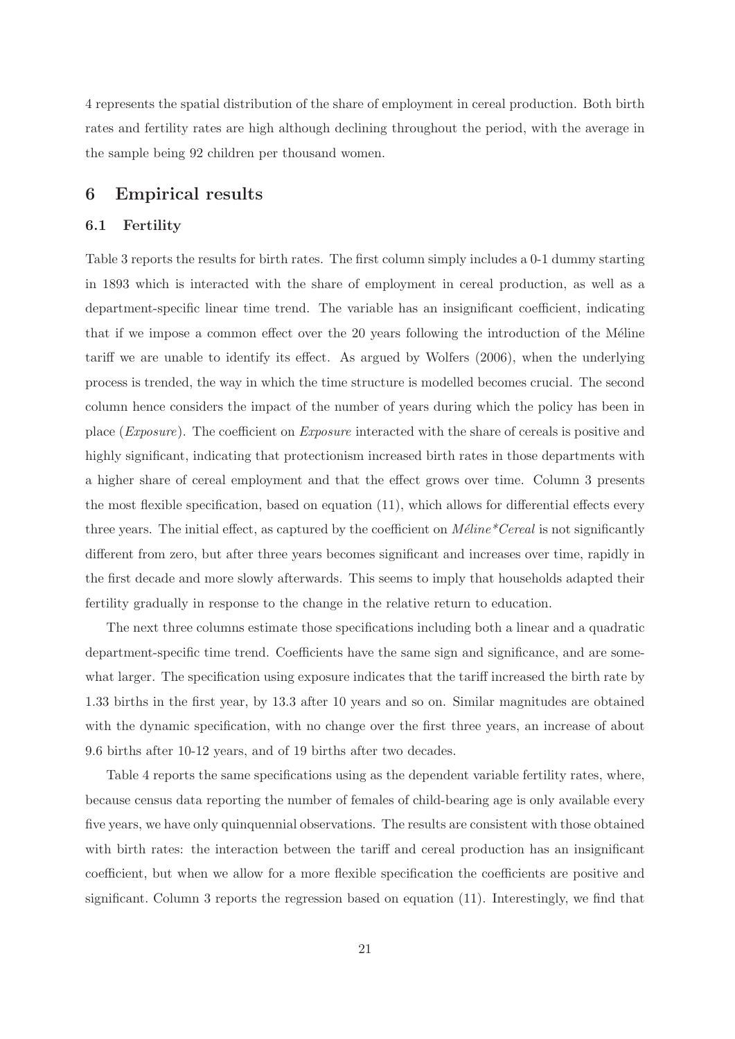4 represents the spatial distribution of the share of employment in cereal production. Both birth rates and fertility rates are high although declining throughout the period, with the average in the sample being 92 children per thousand women.

# 6 Empirical results

## 6.1 Fertility

Table 3 reports the results for birth rates. The first column simply includes a 0-1 dummy starting in 1893 which is interacted with the share of employment in cereal production, as well as a department-specific linear time trend. The variable has an insignificant coefficient, indicating that if we impose a common effect over the 20 years following the introduction of the Méline tariff we are unable to identify its effect. As argued by Wolfers (2006), when the underlying process is trended, the way in which the time structure is modelled becomes crucial. The second column hence considers the impact of the number of years during which the policy has been in place (*Exposure*). The coefficient on *Exposure* interacted with the share of cereals is positive and highly significant, indicating that protectionism increased birth rates in those departments with a higher share of cereal employment and that the effect grows over time. Column 3 presents the most flexible specification, based on equation (11), which allows for differential effects every three years. The initial effect, as captured by the coefficient on *Méline\*Cereal* is not significantly different from zero, but after three years becomes significant and increases over time, rapidly in the first decade and more slowly afterwards. This seems to imply that households adapted their fertility gradually in response to the change in the relative return to education.

The next three columns estimate those specifications including both a linear and a quadratic department-specific time trend. Coefficients have the same sign and significance, and are somewhat larger. The specification using exposure indicates that the tariff increased the birth rate by 1.33 births in the first year, by 13.3 after 10 years and so on. Similar magnitudes are obtained with the dynamic specification, with no change over the first three years, an increase of about 9.6 births after 10-12 years, and of 19 births after two decades.

Table 4 reports the same specifications using as the dependent variable fertility rates, where, because census data reporting the number of females of child-bearing age is only available every five years, we have only quinquennial observations. The results are consistent with those obtained with birth rates: the interaction between the tariff and cereal production has an insignificant coefficient, but when we allow for a more flexible specification the coefficients are positive and significant. Column 3 reports the regression based on equation (11). Interestingly, we find that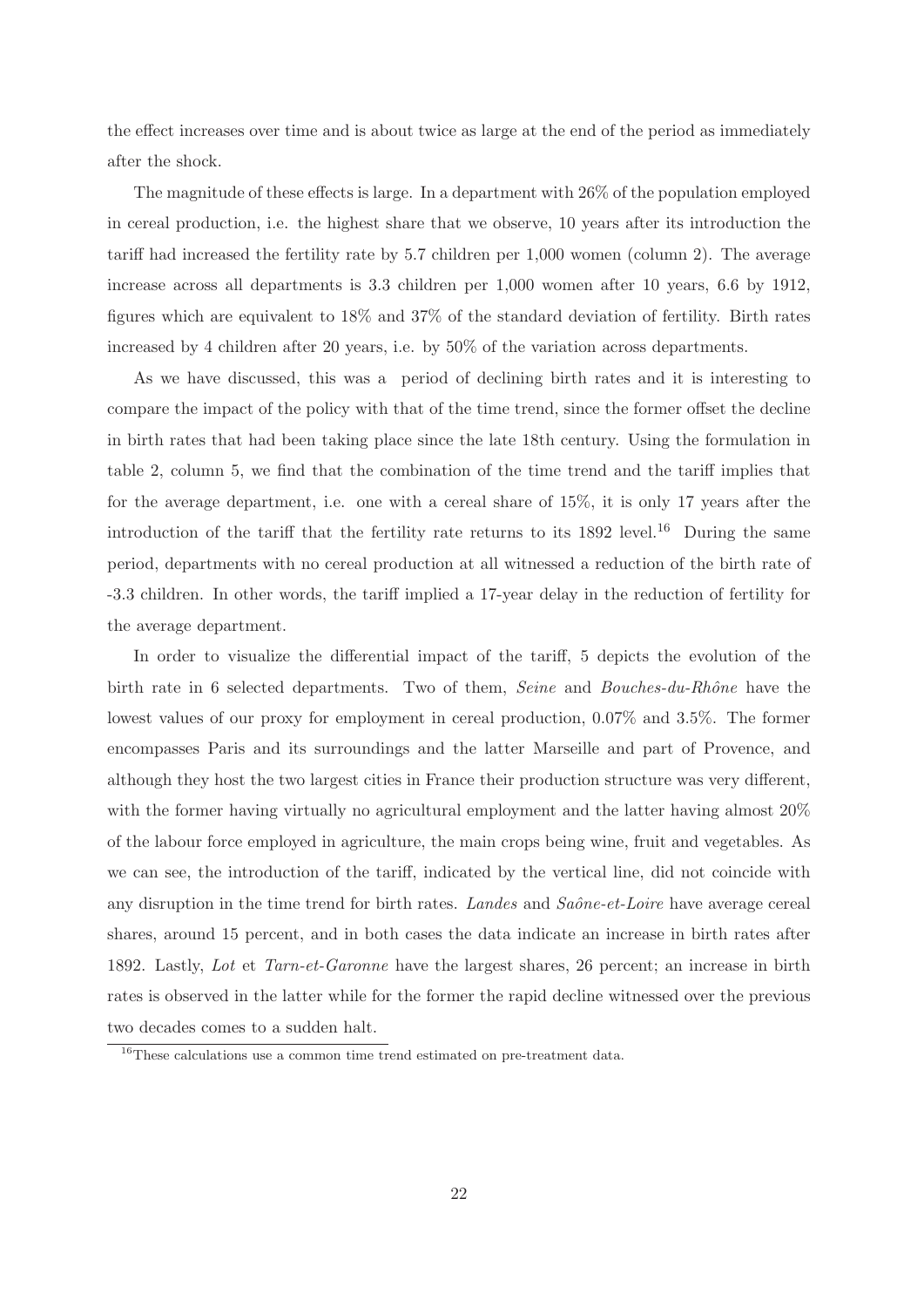the effect increases over time and is about twice as large at the end of the period as immediately after the shock.

The magnitude of these effects is large. In a department with 26% of the population employed in cereal production, i.e. the highest share that we observe, 10 years after its introduction the tariff had increased the fertility rate by 5.7 children per 1,000 women (column 2). The average increase across all departments is 3.3 children per 1,000 women after 10 years, 6.6 by 1912, figures which are equivalent to 18% and 37% of the standard deviation of fertility. Birth rates increased by 4 children after 20 years, i.e. by 50% of the variation across departments.

As we have discussed, this was a period of declining birth rates and it is interesting to compare the impact of the policy with that of the time trend, since the former offset the decline in birth rates that had been taking place since the late 18th century. Using the formulation in table 2, column 5, we find that the combination of the time trend and the tariff implies that for the average department, i.e. one with a cereal share of 15%, it is only 17 years after the introduction of the tariff that the fertility rate returns to its 1892 level.[16] During the same period, departments with no cereal production at all witnessed a reduction of the birth rate of -3.3 children. In other words, the tariff implied a 17-year delay in the reduction of fertility for the average department.

In order to visualize the differential impact of the tariff, 5 depicts the evolution of the birth rate in 6 selected departments. Two of them, *Seine* and *Bouches-du-Rhône* have the lowest values of our proxy for employment in cereal production, 0.07% and 3.5%. The former encompasses Paris and its surroundings and the latter Marseille and part of Provence, and although they host the two largest cities in France their production structure was very different, with the former having virtually no agricultural employment and the latter having almost 20% of the labour force employed in agriculture, the main crops being wine, fruit and vegetables. As we can see, the introduction of the tariff, indicated by the vertical line, did not coincide with any disruption in the time trend for birth rates. *Landes* and *Saône-et-Loire* have average cereal shares, around 15 percent, and in both cases the data indicate an increase in birth rates after 1892. Lastly, *Lot* et *Tarn-et-Garonne* have the largest shares, 26 percent; an increase in birth rates is observed in the latter while for the former the rapid decline witnessed over the previous two decades comes to a sudden halt.

[16] These calculations use a common time trend estimated on pre-treatment data.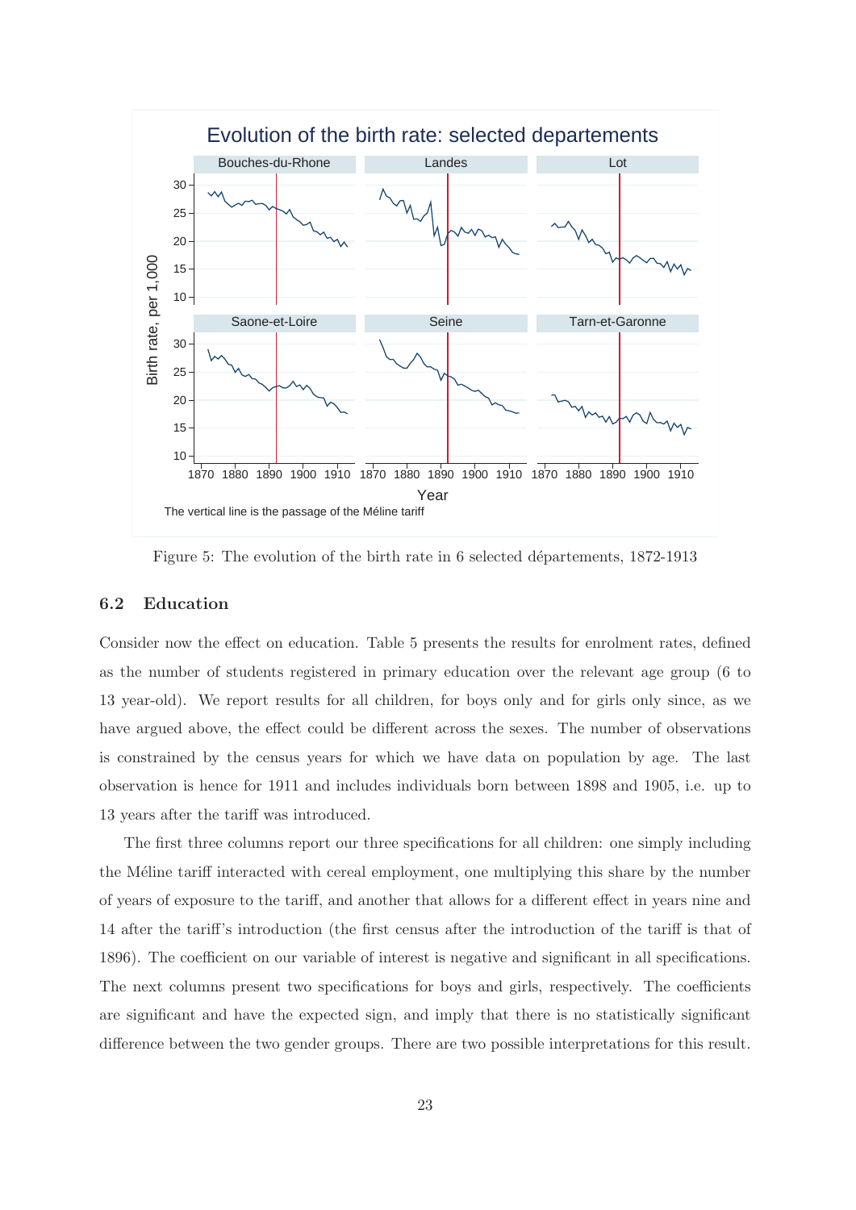Figure 5: The evolution of the birth rate in 6 selected départements, 1872-1913

### 6.2 Education

Consider now the effect on education. Table 5 presents the results for enrolment rates, defined as the number of students registered in primary education over the relevant age group (6 to 13 year-old). We report results for all children, for boys only and for girls only since, as we have argued above, the effect could be different across the sexes. The number of observations is constrained by the census years for which we have data on population by age. The last observation is hence for 1911 and includes individuals born between 1898 and 1905, i.e. up to 13 years after the tariff was introduced.

The first three columns report our three specifications for all children: one simply including the Méline tariff interacted with cereal employment, one multiplying this share by the number of years of exposure to the tariff, and another that allows for a different effect in years nine and 14 after the tariff's introduction (the first census after the introduction of the tariff is that of 1896). The coefficient on our variable of interest is negative and significant in all specifications. The next columns present two specifications for boys and girls, respectively. The coefficients are significant and have the expected sign, and imply that there is no statistically significant difference between the two gender groups. There are two possible interpretations for this result.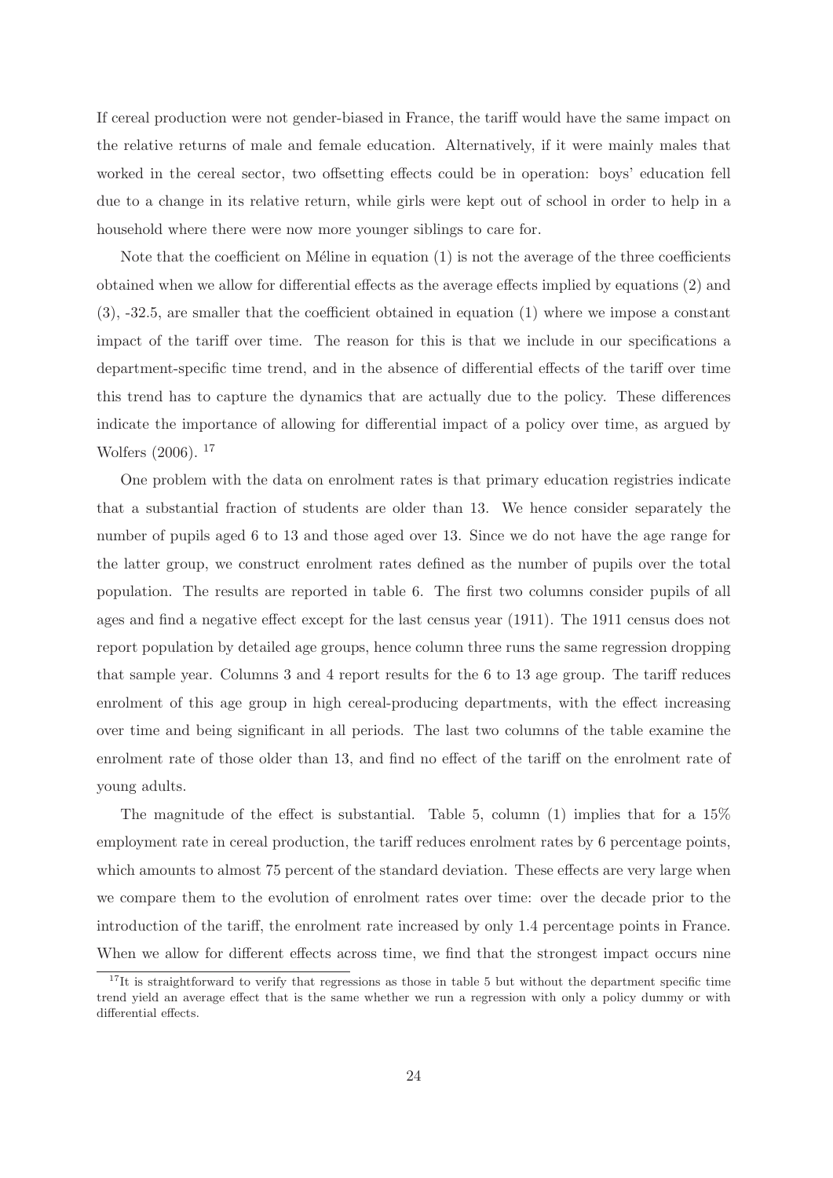If cereal production were not gender-biased in France, the tariff would have the same impact on the relative returns of male and female education. Alternatively, if it were mainly males that worked in the cereal sector, two offsetting effects could be in operation: boys' education fell due to a change in its relative return, while girls were kept out of school in order to help in a household where there were now more younger siblings to care for.

Note that the coefficient on Méline in equation (1) is not the average of the three coefficients obtained when we allow for differential effects as the average effects implied by equations (2) and (3), -32.5, are smaller that the coefficient obtained in equation (1) where we impose a constant impact of the tariff over time. The reason for this is that we include in our specifications a department-specific time trend, and in the absence of differential effects of the tariff over time this trend has to capture the dynamics that are actually due to the policy. These differences indicate the importance of allowing for differential impact of a policy over time, as argued by Wolfers (2006). [17]

One problem with the data on enrolment rates is that primary education registries indicate that a substantial fraction of students are older than 13. We hence consider separately the number of pupils aged 6 to 13 and those aged over 13. Since we do not have the age range for the latter group, we construct enrolment rates defined as the number of pupils over the total population. The results are reported in table 6. The first two columns consider pupils of all ages and find a negative effect except for the last census year (1911). The 1911 census does not report population by detailed age groups, hence column three runs the same regression dropping that sample year. Columns 3 and 4 report results for the 6 to 13 age group. The tariff reduces enrolment of this age group in high cereal-producing departments, with the effect increasing over time and being significant in all periods. The last two columns of the table examine the enrolment rate of those older than 13, and find no effect of the tariff on the enrolment rate of young adults.

The magnitude of the effect is substantial. Table 5, column (1) implies that for a 15% employment rate in cereal production, the tariff reduces enrolment rates by 6 percentage points, which amounts to almost 75 percent of the standard deviation. These effects are very large when we compare them to the evolution of enrolment rates over time: over the decade prior to the introduction of the tariff, the enrolment rate increased by only 1.4 percentage points in France. When we allow for different effects across time, we find that the strongest impact occurs nine

[17] It is straightforward to verify that regressions as those in table 5 but without the department specific time trend yield an average effect that is the same whether we run a regression with only a policy dummy or with differential effects.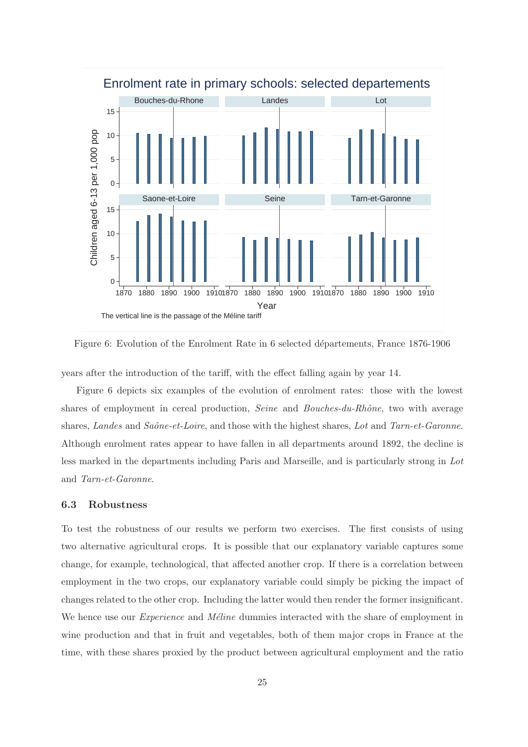Figure 6: Evolution of the Enrolment Rate in 6 selected départements, France 1876-1906

years after the introduction of the tariff, with the effect falling again by year 14.

Figure 6 depicts six examples of the evolution of enrolment rates: those with the lowest shares of employment in cereal production, *Seine* and *Bouches-du-Rhône*, two with average shares, *Landes* and *Saône-et-Loire*, and those with the highest shares, *Lot* and *Tarn-et-Garonne*. Although enrolment rates appear to have fallen in all departments around 1892, the decline is less marked in the departments including Paris and Marseille, and is particularly strong in *Lot* and *Tarn-et-Garonne*.

### 6.3 Robustness

To test the robustness of our results we perform two exercises. The first consists of using two alternative agricultural crops. It is possible that our explanatory variable captures some change, for example, technological, that affected another crop. If there is a correlation between employment in the two crops, our explanatory variable could simply be picking the impact of changes related to the other crop. Including the latter would then render the former insignificant. We hence use our *Experience* and *Méline* dummies interacted with the share of employment in wine production and that in fruit and vegetables, both of them major crops in France at the time, with these shares proxied by the product between agricultural employment and the ratio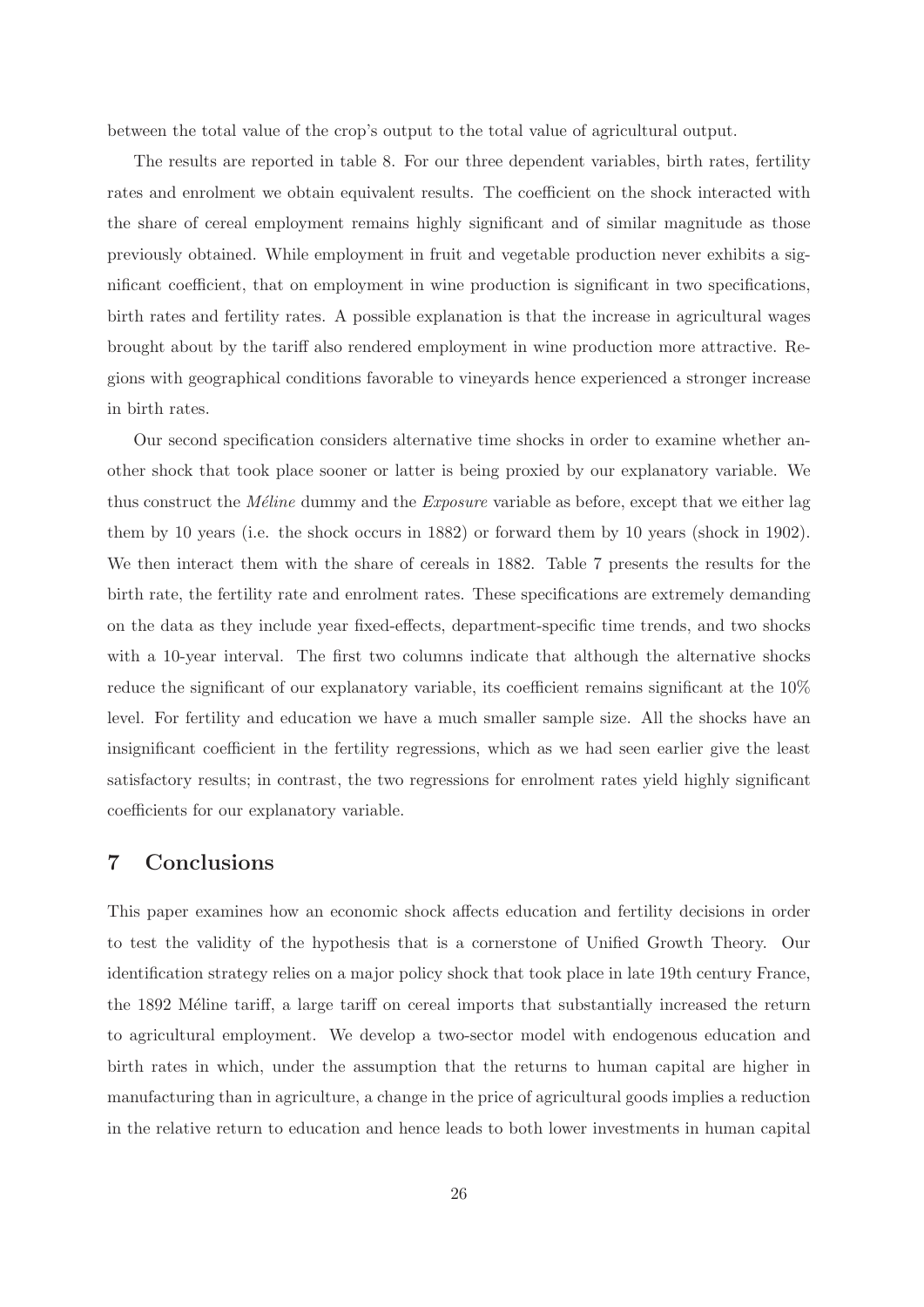between the total value of the crop's output to the total value of agricultural output.

The results are reported in table 8. For our three dependent variables, birth rates, fertility rates and enrolment we obtain equivalent results. The coefficient on the shock interacted with the share of cereal employment remains highly significant and of similar magnitude as those previously obtained. While employment in fruit and vegetable production never exhibits a significant coefficient, that on employment in wine production is significant in two specifications, birth rates and fertility rates. A possible explanation is that the increase in agricultural wages brought about by the tariff also rendered employment in wine production more attractive. Regions with geographical conditions favorable to vineyards hence experienced a stronger increase in birth rates.

Our second specification considers alternative time shocks in order to examine whether another shock that took place sooner or latter is being proxied by our explanatory variable. We thus construct the *Méline* dummy and the *Exposure* variable as before, except that we either lag them by 10 years (i.e. the shock occurs in 1882) or forward them by 10 years (shock in 1902). We then interact them with the share of cereals in 1882. Table 7 presents the results for the birth rate, the fertility rate and enrolment rates. These specifications are extremely demanding on the data as they include year fixed-effects, department-specific time trends, and two shocks with a 10-year interval. The first two columns indicate that although the alternative shocks reduce the significant of our explanatory variable, its coefficient remains significant at the 10% level. For fertility and education we have a much smaller sample size. All the shocks have an insignificant coefficient in the fertility regressions, which as we had seen earlier give the least satisfactory results; in contrast, the two regressions for enrolment rates yield highly significant coefficients for our explanatory variable.

## 7 Conclusions

This paper examines how an economic shock affects education and fertility decisions in order to test the validity of the hypothesis that is a cornerstone of Unified Growth Theory. Our identification strategy relies on a major policy shock that took place in late 19th century France, the 1892 Méline tariff, a large tariff on cereal imports that substantially increased the return to agricultural employment. We develop a two-sector model with endogenous education and birth rates in which, under the assumption that the returns to human capital are higher in manufacturing than in agriculture, a change in the price of agricultural goods implies a reduction in the relative return to education and hence leads to both lower investments in human capital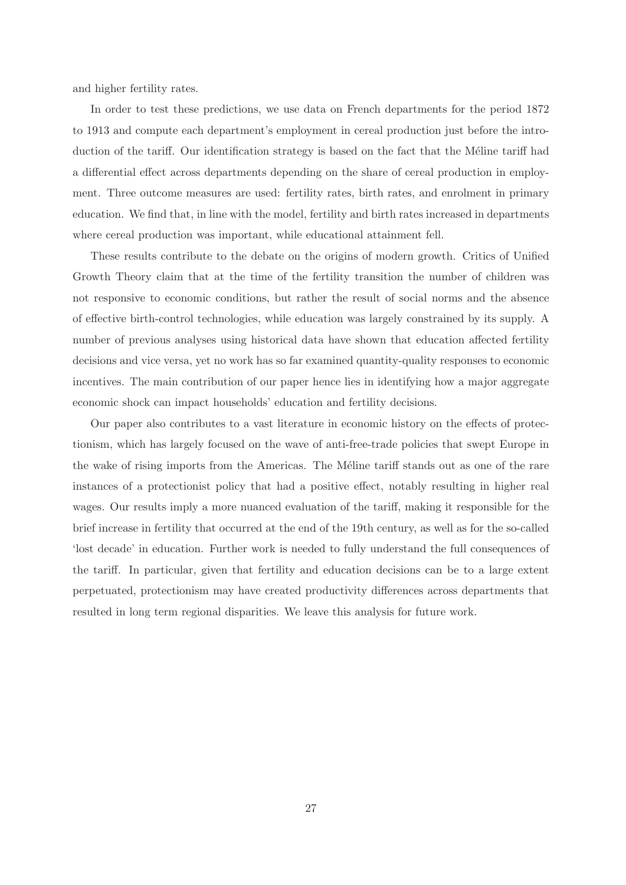and higher fertility rates.

In order to test these predictions, we use data on French departments for the period 1872 to 1913 and compute each department's employment in cereal production just before the introduction of the tariff. Our identification strategy is based on the fact that the Méline tariff had a differential effect across departments depending on the share of cereal production in employment. Three outcome measures are used: fertility rates, birth rates, and enrolment in primary education. We find that, in line with the model, fertility and birth rates increased in departments where cereal production was important, while educational attainment fell.

These results contribute to the debate on the origins of modern growth. Critics of Unified Growth Theory claim that at the time of the fertility transition the number of children was not responsive to economic conditions, but rather the result of social norms and the absence of effective birth-control technologies, while education was largely constrained by its supply. A number of previous analyses using historical data have shown that education affected fertility decisions and vice versa, yet no work has so far examined quantity-quality responses to economic incentives. The main contribution of our paper hence lies in identifying how a major aggregate economic shock can impact households' education and fertility decisions.

Our paper also contributes to a vast literature in economic history on the effects of protectionism, which has largely focused on the wave of anti-free-trade policies that swept Europe in the wake of rising imports from the Americas. The Méline tariff stands out as one of the rare instances of a protectionist policy that had a positive effect, notably resulting in higher real wages. Our results imply a more nuanced evaluation of the tariff, making it responsible for the brief increase in fertility that occurred at the end of the 19th century, as well as for the so-called 'lost decade' in education. Further work is needed to fully understand the full consequences of the tariff. In particular, given that fertility and education decisions can be to a large extent perpetuated, protectionism may have created productivity differences across departments that resulted in long term regional disparities. We leave this analysis for future work.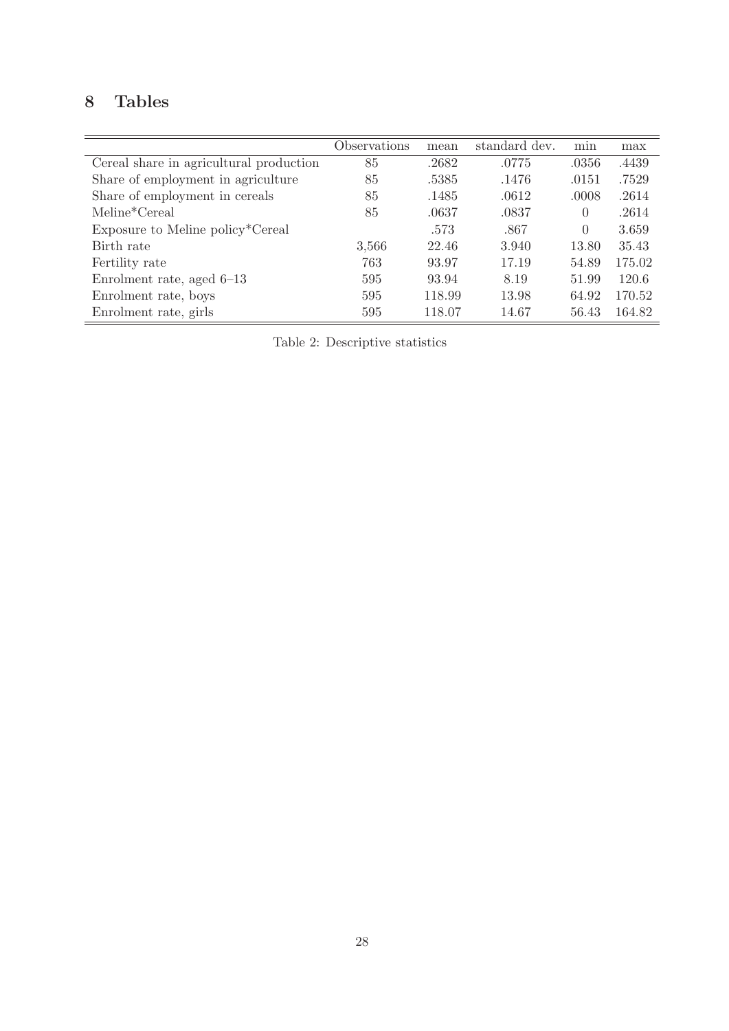## 8 Tables

| | Observations | mean | standard dev. | min | max |
|---|---|---|---|---|---|
| Cereal share in agricultural production | 85 | .2682 | .0775 | .0356 | .4439 |
| Share of employment in agriculture | 85 | .5385 | .1476 | .0151 | .7529 |
| Share of employment in cereals | 85 | .1485 | .0612 | .0008 | .2614 |
| Meline*Cereal | 85 | .0637 | .0837 | 0 | .2614 |
| Exposure to Meline policy*Cereal | | .573 | .867 | 0 | 3.659 |
| Birth rate | 3,566 | 22.46 | 3.940 | 13.80 | 35.43 |
| Fertility rate | 763 | 93.97 | 17.19 | 54.89 | 175.02 |
| Enrolment rate, aged 6–13 | 595 | 93.94 | 8.19 | 51.99 | 120.6 |
| Enrolment rate, boys | 595 | 118.99 | 13.98 | 64.92 | 170.52 |
| Enrolment rate, girls | 595 | 118.07 | 14.67 | 56.43 | 164.82 |

Table 2: Descriptive statistics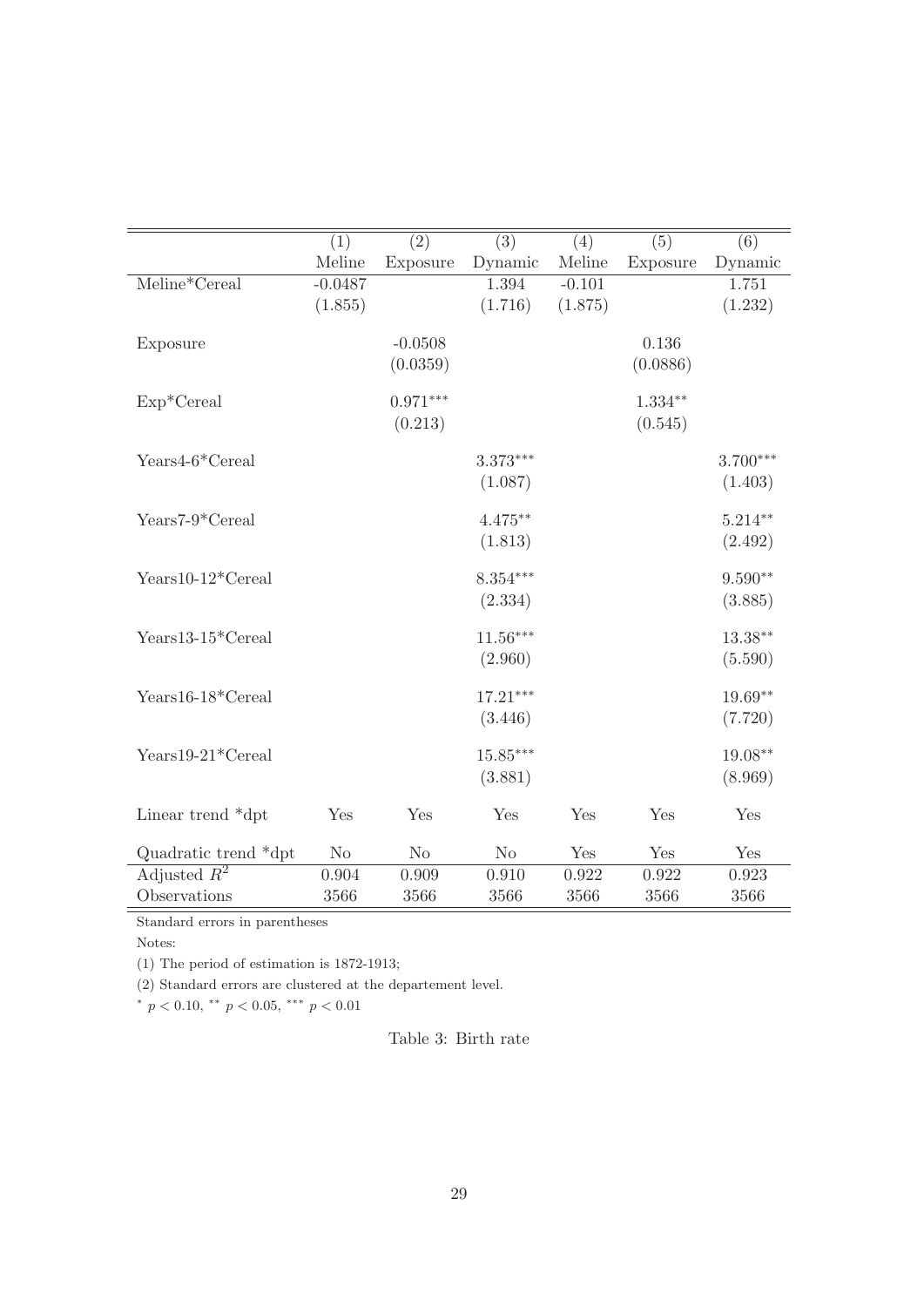| | (1) | (2) | (3) | (4) | (5) | (6) |
|---|---|---|---|---|---|---|
| | Meline | Exposure | Dynamic | Meline | Exposure | Dynamic |
| Meline*Cereal | -0.0487 | | 1.394 | -0.101 | | 1.751 |
| | (1.855) | | (1.716) | (1.875) | | (1.232) |
| Exposure | | -0.0508 | | | 0.136 | |
| | | (0.0359) | | | (0.0886) | |
| Exp*Cereal | | $0.971^{***}$ | | | $1.334^{**}$ | |
| | | (0.213) | | | (0.545) | |
| Years4-6*Cereal | | | $3.373^{***}$ | | | $3.700^{***}$ |
| | | | (1.087) | | | (1.403) |
| Years7-9*Cereal | | | $4.475^{**}$ | | | $5.214^{**}$ |
| | | | (1.813) | | | (2.492) |
| Years10-12*Cereal | | | $8.354^{***}$ | | | $9.590^{**}$ |
| | | | (2.334) | | | (3.885) |
| Years13-15*Cereal | | | $11.56^{***}$ | | | $13.38^{**}$ |
| | | | (2.960) | | | (5.590) |
| Years16-18*Cereal | | | $17.21^{***}$ | | | $19.69^{**}$ |
| | | | (3.446) | | | (7.720) |
| Years19-21*Cereal | | | $15.85^{***}$ | | | $19.08^{**}$ |
| | | | (3.881) | | | (8.969) |
| Linear trend *dpt | Yes | Yes | Yes | Yes | Yes | Yes |
| Quadratic trend *dpt | No | No | No | Yes | Yes | Yes |
| Adjusted $R^2$ | 0.904 | 0.909 | 0.910 | 0.922 | 0.922 | 0.923 |
| Observations | 3566 | 3566 | 3566 | 3566 | 3566 | 3566 |

Standard errors in parentheses

Notes:

(1) The period of estimation is 1872-1913;

(2) Standard errors are clustered at the departement level.

$^{*}$ $p < 0.10$, $^{**}$ $p < 0.05$, $^{***}$ $p < 0.01$

Table 3: Birth rate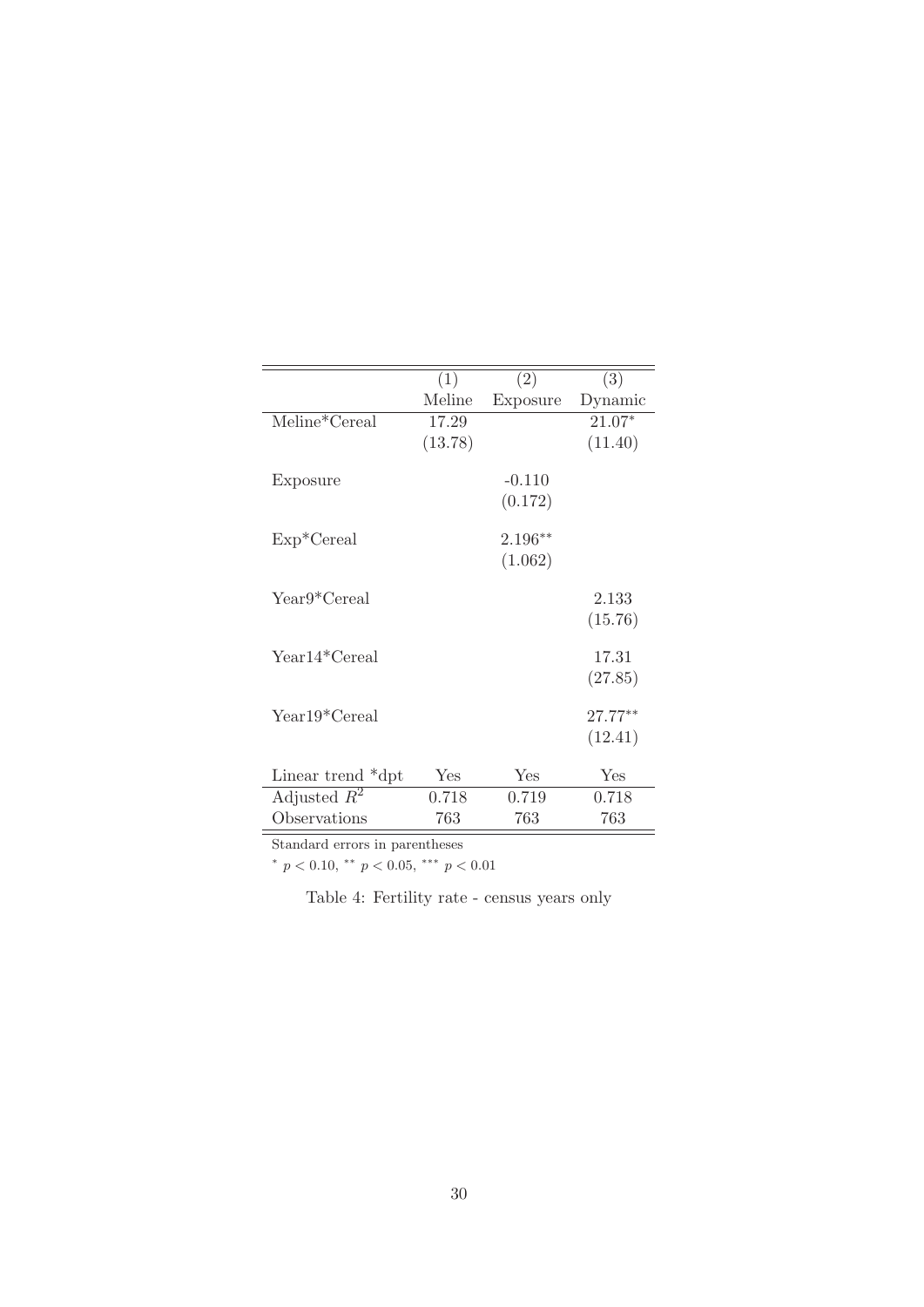| | (1) | (2) | (3) |
|---|---|---|---|
| | Meline | Exposure | Dynamic |
| Meline*Cereal | 17.29 | | $21.07^{*}$ |
| | (13.78) | | (11.40) |
| Exposure | | -0.110 | |
| | | (0.172) | |
| Exp*Cereal | | $2.196^{**}$ | |
| | | (1.062) | |
| Year9*Cereal | | | 2.133 |
| | | | (15.76) |
| Year14*Cereal | | | 17.31 |
| | | | (27.85) |
| Year19*Cereal | | | $27.77^{**}$ |
| | | | (12.41) |
| Linear trend *dpt | Yes | Yes | Yes |
| Adjusted $R^2$ | 0.718 | 0.719 | 0.718 |
| Observations | 763 | 763 | 763 |

Standard errors in parentheses

$^{*}$ $p < 0.10$, $^{**}$ $p < 0.05$, $^{***}$ $p < 0.01$

Table 4: Fertility rate - census years only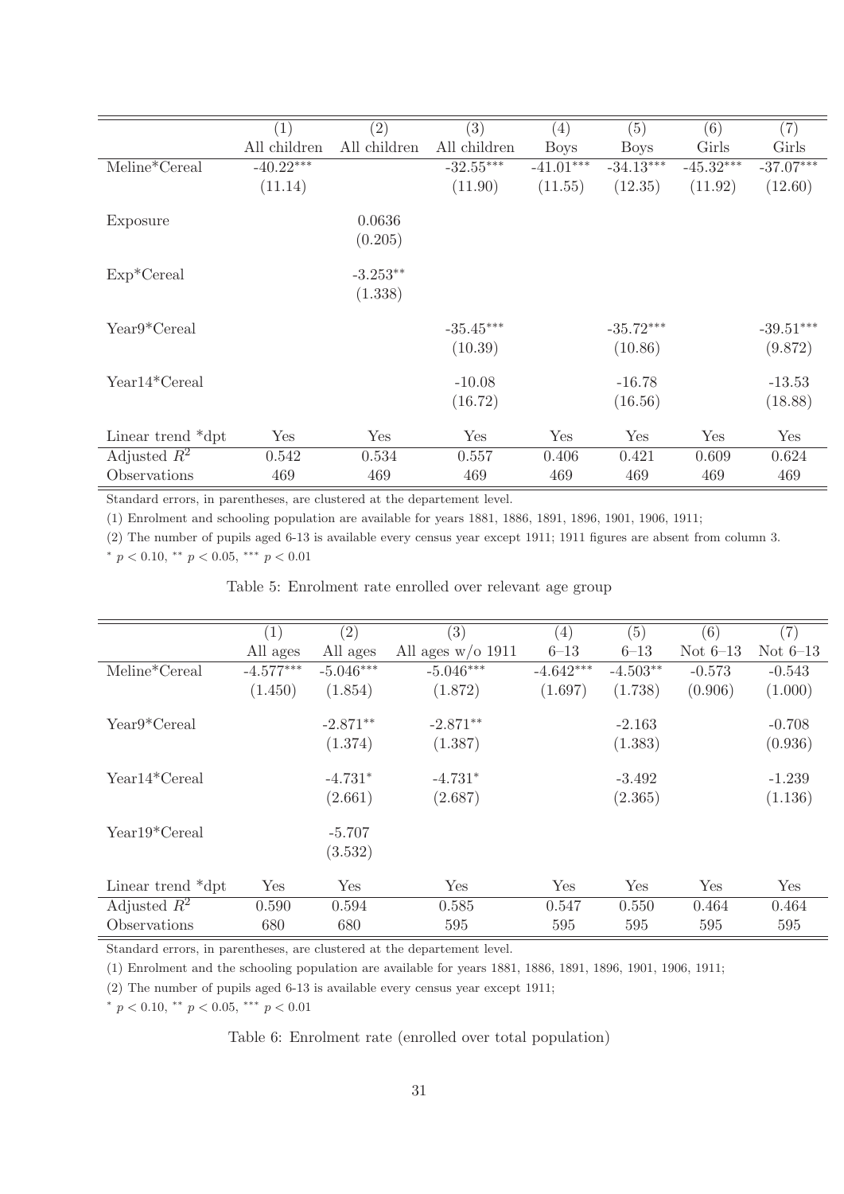| | (1) | (2) | (3) | (4) | (5) | (6) | (7) |
|---|---|---|---|---|---|---|---|
| | All children | All children | All children | Boys | Boys | Girls | Girls |
| Meline*Cereal | -40.22*** | | -32.55*** | -41.01*** | -34.13*** | -45.32*** | -37.07*** |
| | (11.14) | | (11.90) | (11.55) | (12.35) | (11.92) | (12.60) |
| Exposure | | 0.0636 | | | | | |
| | | (0.205) | | | | | |
| Exp*Cereal | | -3.253** | | | | | |
| | | (1.338) | | | | | |
| Year9*Cereal | | | -35.45*** | | -35.72*** | | -39.51*** |
| | | | (10.39) | | (10.86) | | (9.872) |
| Year14*Cereal | | | -10.08 | | -16.78 | | -13.53 |
| | | | (16.72) | | (16.56) | | (18.88) |
| Linear trend *dpt | Yes | Yes | Yes | Yes | Yes | Yes | Yes |
| Adjusted $R^2$ | 0.542 | 0.534 | 0.557 | 0.406 | 0.421 | 0.609 | 0.624 |
| Observations | 469 | 469 | 469 | 469 | 469 | 469 | 469 |

Standard errors, in parentheses, are clustered at the departement level.

(1) Enrolment and schooling population are available for years 1881, 1886, 1891, 1896, 1901, 1906, 1911;

(2) The number of pupils aged 6-13 is available every census year except 1911; 1911 figures are absent from column 3.

$^{*}$ $p < 0.10$, $^{**}$ $p < 0.05$, $^{***}$ $p < 0.01$

Table 5: Enrolment rate enrolled over relevant age group

| | (1) | (2) | (3) | (4) | (5) | (6) | (7) |
|---|---|---|---|---|---|---|---|
| | All ages | All ages | All ages w/o 1911 | 6–13 | 6–13 | Not 6–13 | Not 6–13 |
| Meline*Cereal | -4.577*** | -5.046*** | -5.046*** | -4.642*** | -4.503** | -0.573 | -0.543 |
| | (1.450) | (1.854) | (1.872) | (1.697) | (1.738) | (0.906) | (1.000) |
| Year9*Cereal | | -2.871** | -2.871** | | -2.163 | | -0.708 |
| | | (1.374) | (1.387) | | (1.383) | | (0.936) |
| Year14*Cereal | | -4.731* | -4.731* | | -3.492 | | -1.239 |
| | | (2.661) | (2.687) | | (2.365) | | (1.136) |
| Year19*Cereal | | -5.707 | | | | | |
| | | (3.532) | | | | | |
| Linear trend *dpt | Yes | Yes | Yes | Yes | Yes | Yes | Yes |
| Adjusted $R^2$ | 0.590 | 0.594 | 0.585 | 0.547 | 0.550 | 0.464 | 0.464 |
| Observations | 680 | 680 | 595 | 595 | 595 | 595 | 595 |

Standard errors, in parentheses, are clustered at the departement level.

(1) Enrolment and the schooling population are available for years 1881, 1886, 1891, 1896, 1901, 1906, 1911;

(2) The number of pupils aged 6-13 is available every census year except 1911;

$^{*}$ $p < 0.10$, $^{**}$ $p < 0.05$, $^{***}$ $p < 0.01$

Table 6: Enrolment rate (enrolled over total population)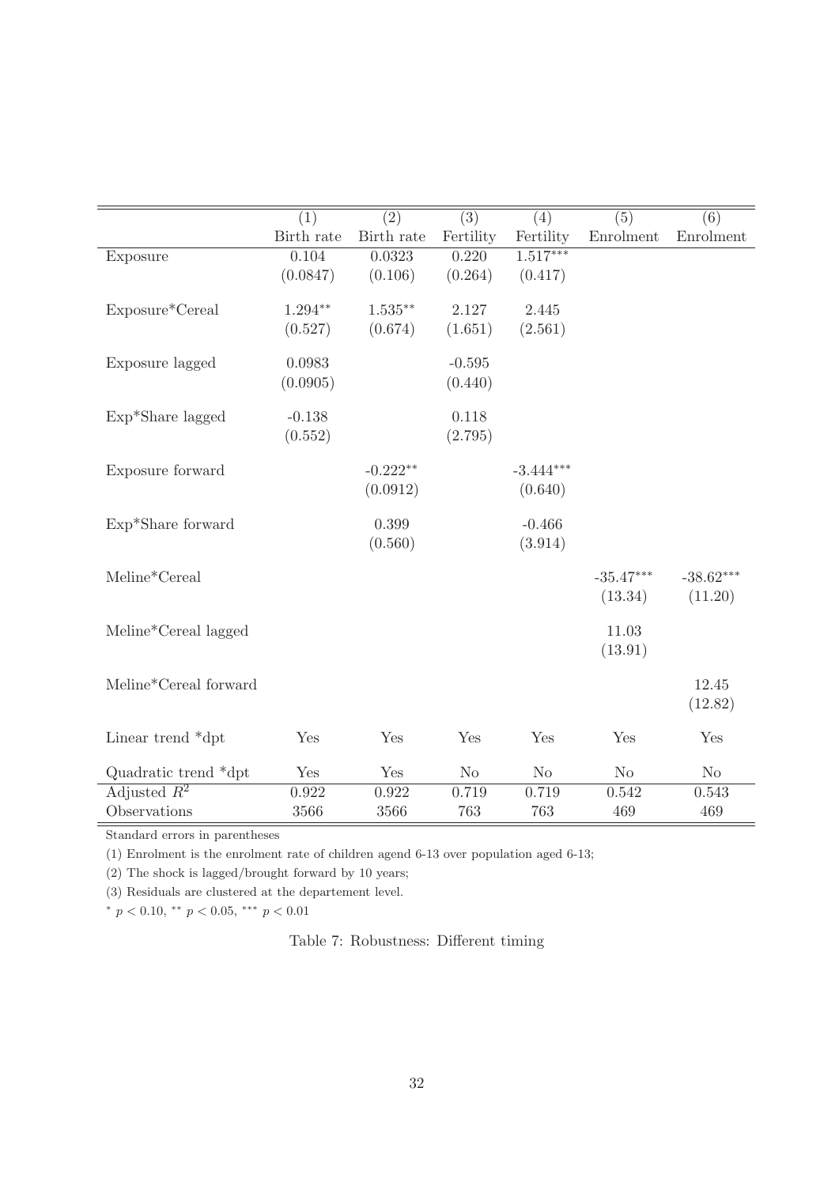|  | (1) | (2) | (3) | (4) | (5) | (6) |
|---|---|---|---|---|---|---|
|  | Birth rate | Birth rate | Fertility | Fertility | Enrolment | Enrolment |
| Exposure | 0.104 | 0.0323 | 0.220 | 1.517*** |  |  |
|  | (0.0847) | (0.106) | (0.264) | (0.417) |  |  |
| Exposure*Cereal | 1.294** | 1.535** | 2.127 | 2.445 |  |  |
|  | (0.527) | (0.674) | (1.651) | (2.561) |  |  |
| Exposure lagged | 0.0983 |  | -0.595 |  |  |  |
|  | (0.0905) |  | (0.440) |  |  |  |
| Exp*Share lagged | -0.138 |  | 0.118 |  |  |  |
|  | (0.552) |  | (2.795) |  |  |  |
| Exposure forward |  | -0.222** |  | -3.444*** |  |  |
|  |  | (0.0912) |  | (0.640) |  |  |
| Exp*Share forward |  | 0.399 |  | -0.466 |  |  |
|  |  | (0.560) |  | (3.914) |  |  |
| Meline*Cereal |  |  |  |  | -35.47*** | -38.62*** |
|  |  |  |  |  | (13.34) | (11.20) |
| Meline*Cereal lagged |  |  |  |  | 11.03 |  |
|  |  |  |  |  | (13.91) |  |
| Meline*Cereal forward |  |  |  |  |  | 12.45 |
|  |  |  |  |  |  | (12.82) |
| Linear trend *dpt | Yes | Yes | Yes | Yes | Yes | Yes |
| Quadratic trend *dpt | Yes | Yes | No | No | No | No |
| Adjusted $R^2$ | 0.922 | 0.922 | 0.719 | 0.719 | 0.542 | 0.543 |
| Observations | 3566 | 3566 | 763 | 763 | 469 | 469 |

Standard errors in parentheses

(1) Enrolment is the enrolment rate of children agend 6-13 over population aged 6-13;

(2) The shock is lagged/brought forward by 10 years;

(3) Residuals are clustered at the departement level.

$^{*}$ $p < 0.10$, $^{**}$ $p < 0.05$, $^{***}$ $p < 0.01$

Table 7: Robustness: Different timing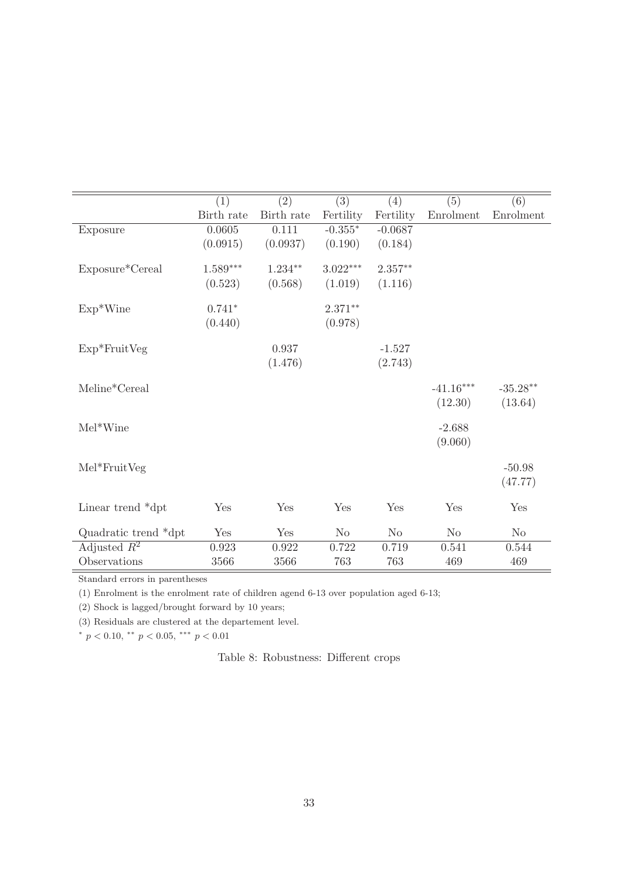| | (1) | (2) | (3) | (4) | (5) | (6) |
|---|---|---|---|---|---|---|
| | Birth rate | Birth rate | Fertility | Fertility | Enrolment | Enrolment |
| Exposure | 0.0605 | 0.111 | -0.355* | -0.0687 | | |
| | (0.0915) | (0.0937) | (0.190) | (0.184) | | |
| Exposure*Cereal | 1.589*** | 1.234** | 3.022*** | 2.357** | | |
| | (0.523) | (0.568) | (1.019) | (1.116) | | |
| Exp*Wine | 0.741* | | 2.371** | | | |
| | (0.440) | | (0.978) | | | |
| Exp*FruitVeg | | 0.937 | | -1.527 | | |
| | | (1.476) | | (2.743) | | |
| Meline*Cereal | | | | | -41.16*** | -35.28** |
| | | | | | (12.30) | (13.64) |
| Mel*Wine | | | | | -2.688 | |
| | | | | | (9.060) | |
| Mel*FruitVeg | | | | | | -50.98 |
| | | | | | | (47.77) |
| Linear trend *dpt | Yes | Yes | Yes | Yes | Yes | Yes |
| Quadratic trend *dpt | Yes | Yes | No | No | No | No |
| Adjusted $R^2$ | 0.923 | 0.922 | 0.722 | 0.719 | 0.541 | 0.544 |
| Observations | 3566 | 3566 | 763 | 763 | 469 | 469 |

Standard errors in parentheses

(1) Enrolment is the enrolment rate of children agend 6-13 over population aged 6-13;

(2) Shock is lagged/brought forward by 10 years;

(3) Residuals are clustered at the departement level.

$^{*}$ $p < 0.10$, $^{**}$ $p < 0.05$, $^{***}$ $p < 0.01$

Table 8: Robustness: Different crops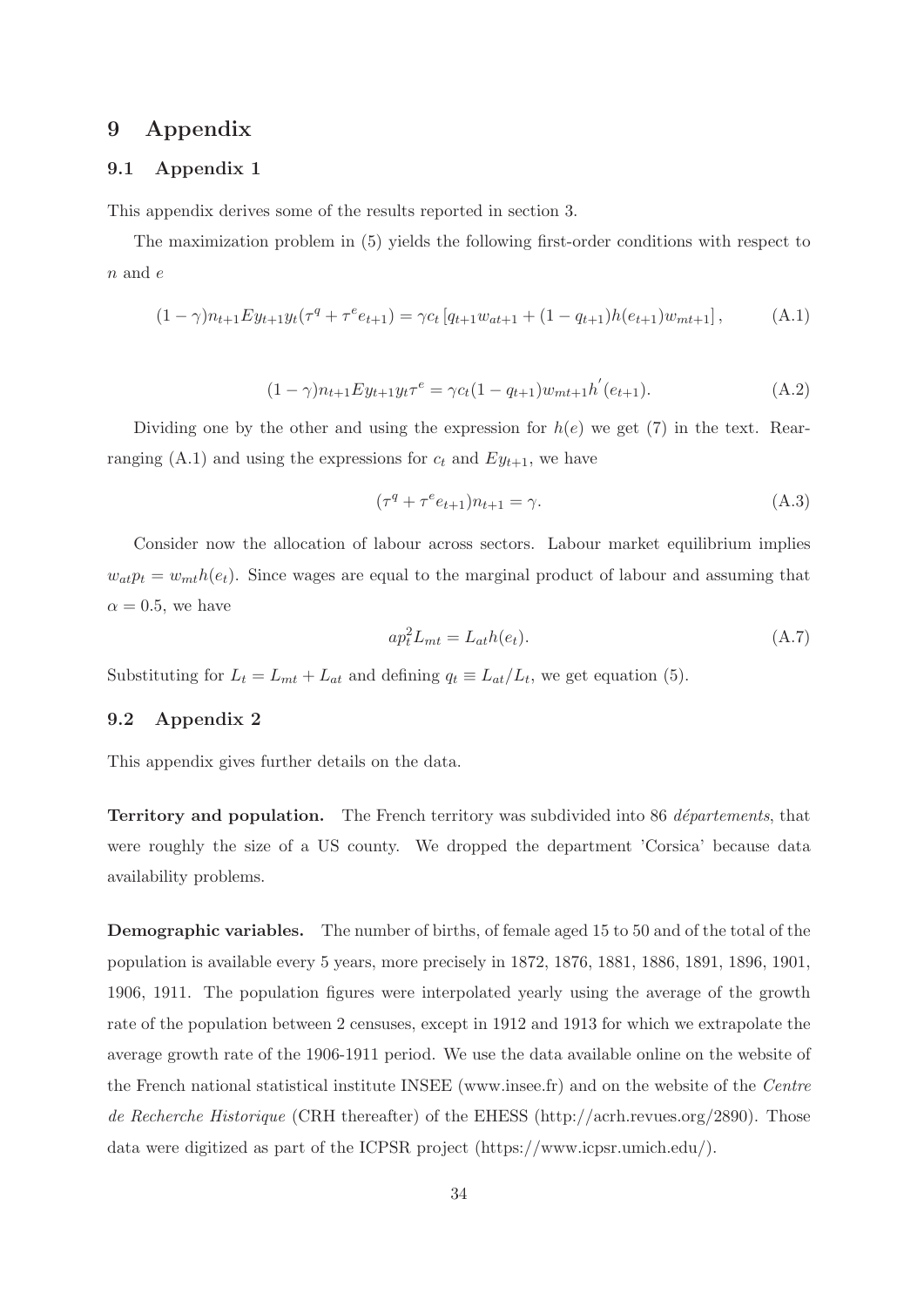# 9 Appendix

## 9.1 Appendix 1

This appendix derives some of the results reported in section 3.

The maximization problem in (5) yields the following first-order conditions with respect to $n$ and $e$

$$(1-\gamma)n_{t+1}Ey_{t+1}y_t(\tau^q + \tau^e e_{t+1}) = \gamma c_t \left[q_{t+1}w_{at+1} + (1-q_{t+1})h(e_{t+1})w_{mt+1}\right], \tag{A.1}$$

$$(1-\gamma)n_{t+1}Ey_{t+1}y_t\tau^e = \gamma c_t(1-q_{t+1})w_{mt+1}h^{'}(e_{t+1}). \tag{A.2}$$

Dividing one by the other and using the expression for $h(e)$ we get (7) in the text. Rearranging (A.1) and using the expressions for $c_t$ and $Ey_{t+1}$, we have

$$(\tau^q + \tau^e e_{t+1})n_{t+1} = \gamma. \tag{A.3}$$

Consider now the allocation of labour across sectors. Labour market equilibrium implies $w_{at}p_t = w_{mt}h(e_t)$. Since wages are equal to the marginal product of labour and assuming that $\alpha = 0.5$, we have

$$ap_t^2 L_{mt} = L_{at}h(e_t). \tag{A.7}$$

Substituting for $L_t = L_{mt} + L_{at}$ and defining $q_t \equiv L_{at}/L_t$, we get equation (5).

## 9.2 Appendix 2

This appendix gives further details on the data.

**Territory and population.** The French territory was subdivided into 86 *départements*, that were roughly the size of a US county. We dropped the department 'Corsica' because data availability problems.

**Demographic variables.** The number of births, of female aged 15 to 50 and of the total of the population is available every 5 years, more precisely in 1872, 1876, 1881, 1886, 1891, 1896, 1901, 1906, 1911. The population figures were interpolated yearly using the average of the growth rate of the population between 2 censuses, except in 1912 and 1913 for which we extrapolate the average growth rate of the 1906-1911 period. We use the data available online on the website of the French national statistical institute INSEE (www.insee.fr) and on the website of the *Centre de Recherche Historique* (CRH thereafter) of the EHESS (http://acrh.revues.org/2890). Those data were digitized as part of the ICPSR project (https://www.icpsr.umich.edu/).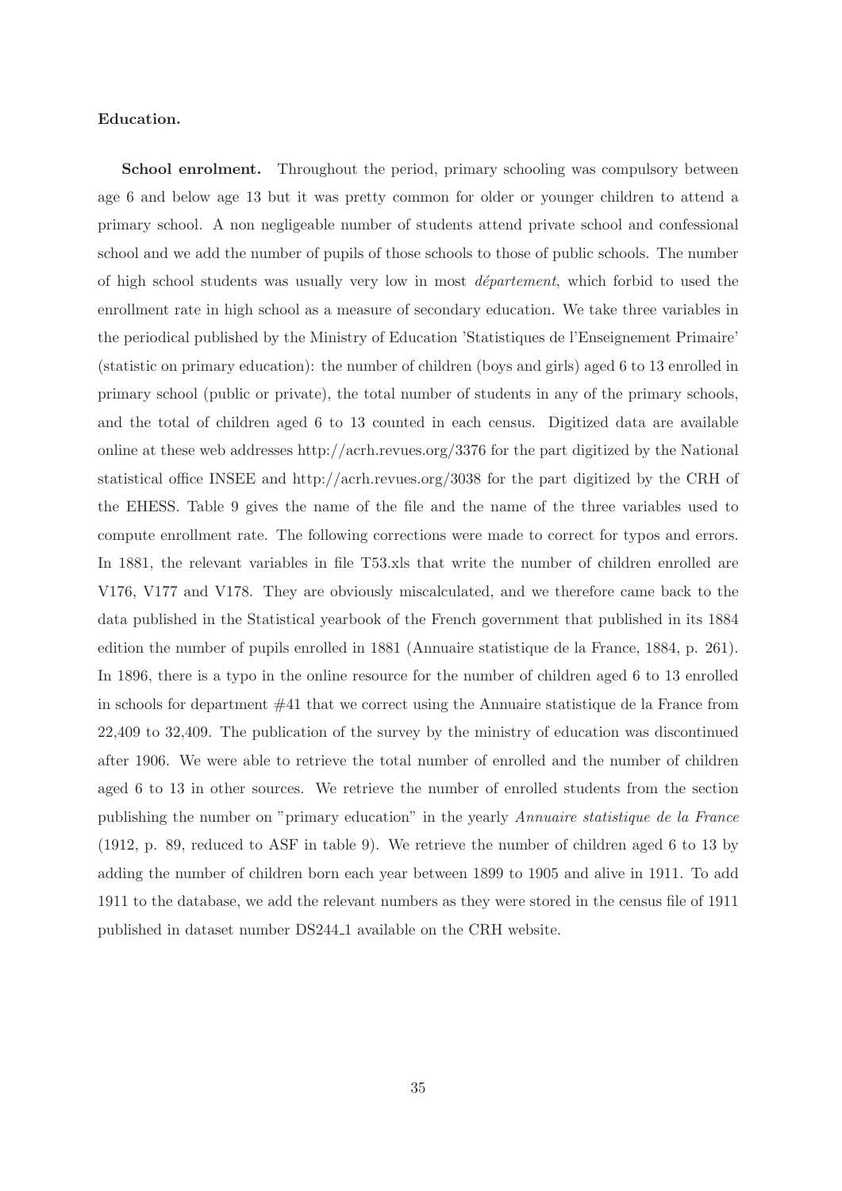**Education.**

**School enrolment.** Throughout the period, primary schooling was compulsory between age 6 and below age 13 but it was pretty common for older or younger children to attend a primary school. A non negligeable number of students attend private school and confessional school and we add the number of pupils of those schools to those of public schools. The number of high school students was usually very low in most *département*, which forbid to used the enrollment rate in high school as a measure of secondary education. We take three variables in the periodical published by the Ministry of Education 'Statistiques de l'Enseignement Primaire' (statistic on primary education): the number of children (boys and girls) aged 6 to 13 enrolled in primary school (public or private), the total number of students in any of the primary schools, and the total of children aged 6 to 13 counted in each census. Digitized data are available online at these web addresses http://acrh.revues.org/3376 for the part digitized by the National statistical office INSEE and http://acrh.revues.org/3038 for the part digitized by the CRH of the EHESS. Table 9 gives the name of the file and the name of the three variables used to compute enrollment rate. The following corrections were made to correct for typos and errors. In 1881, the relevant variables in file T53.xls that write the number of children enrolled are V176, V177 and V178. They are obviously miscalculated, and we therefore came back to the data published in the Statistical yearbook of the French government that published in its 1884 edition the number of pupils enrolled in 1881 (Annuaire statistique de la France, 1884, p. 261). In 1896, there is a typo in the online resource for the number of children aged 6 to 13 enrolled in schools for department #41 that we correct using the Annuaire statistique de la France from 22,409 to 32,409. The publication of the survey by the ministry of education was discontinued after 1906. We were able to retrieve the total number of enrolled and the number of children aged 6 to 13 in other sources. We retrieve the number of enrolled students from the section publishing the number on "primary education" in the yearly *Annuaire statistique de la France* (1912, p. 89, reduced to ASF in table 9). We retrieve the number of children aged 6 to 13 by adding the number of children born each year between 1899 to 1905 and alive in 1911. To add 1911 to the database, we add the relevant numbers as they were stored in the census file of 1911 published in dataset number DS244_1 available on the CRH website.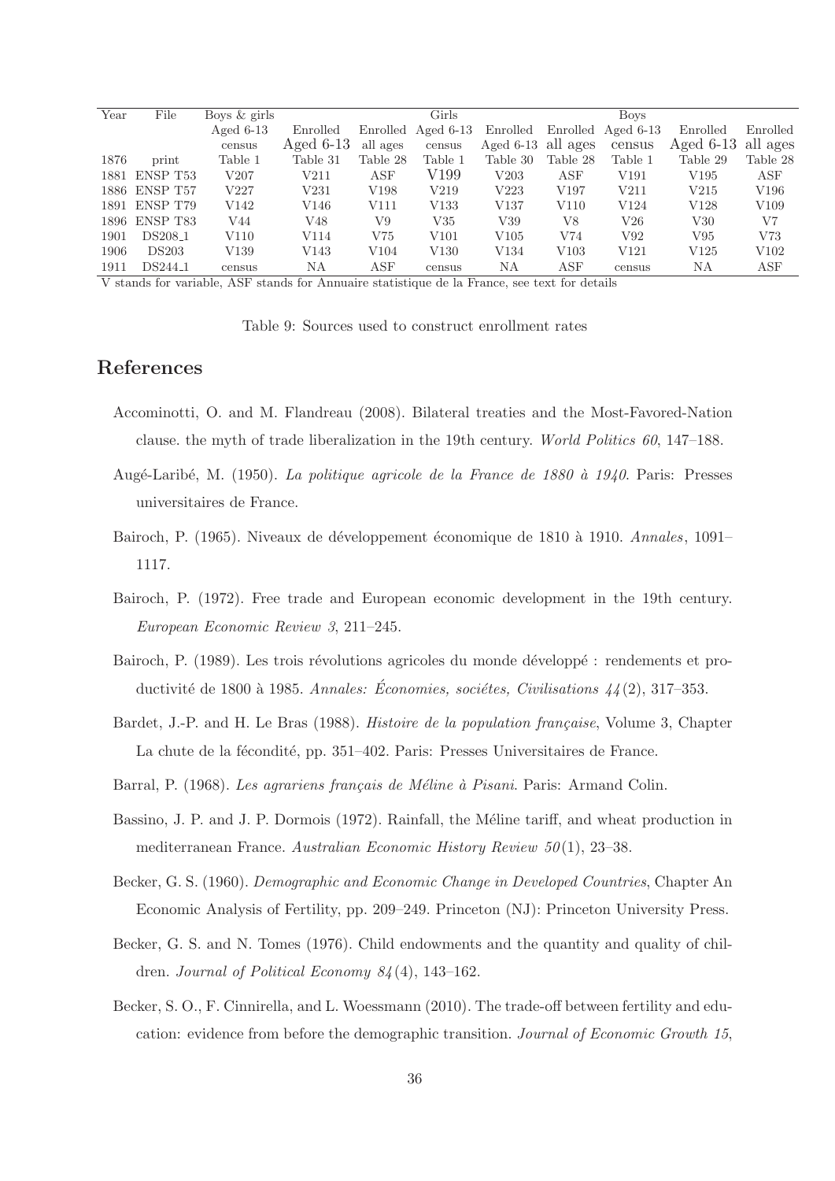| Year | File | Boys & girls | | | Girls | | | Boys | | |
|---|---|---|---|---|---|---|---|---|---|---|
| | | Aged 6-13 | Enrolled | Enrolled | Aged 6-13 | Enrolled | Enrolled | Aged 6-13 | Enrolled | Enrolled |
| | | census | Aged 6-13 | all ages | census | Aged 6-13 | all ages | census | Aged 6-13 | all ages |
| 1876 | print | Table 1 | Table 31 | Table 28 | Table 1 | Table 30 | Table 28 | Table 1 | Table 29 | Table 28 |
| 1881 | ENSP T53 | V207 | V211 | ASF | V199 | V203 | ASF | V191 | V195 | ASF |
| 1886 | ENSP T57 | V227 | V231 | V198 | V219 | V223 | V197 | V211 | V215 | V196 |
| 1891 | ENSP T79 | V142 | V146 | V111 | V133 | V137 | V110 | V124 | V128 | V109 |
| 1896 | ENSP T83 | V44 | V48 | V9 | V35 | V39 | V8 | V26 | V30 | V7 |
| 1901 | DS208_1 | V110 | V114 | V75 | V101 | V105 | V74 | V92 | V95 | V73 |
| 1906 | DS203 | V139 | V143 | V104 | V130 | V134 | V103 | V121 | V125 | V102 |
| 1911 | DS244_1 | census | NA | ASF | census | NA | ASF | census | NA | ASF |

V stands for variable, ASF stands for Annuaire statistique de la France, see text for details

Table 9: Sources used to construct enrollment rates

## References

Accominotti, O. and M. Flandreau (2008). Bilateral treaties and the Most-Favored-Nation clause. the myth of trade liberalization in the 19th century. *World Politics 60*, 147–188.

Augé-Laribé, M. (1950). *La politique agricole de la France de 1880 à 1940*. Paris: Presses universitaires de France.

Bairoch, P. (1965). Niveaux de développement économique de 1810 à 1910. *Annales*, 1091–1117.

Bairoch, P. (1972). Free trade and European economic development in the 19th century. *European Economic Review 3*, 211–245.

Bairoch, P. (1989). Les trois révolutions agricoles du monde développé : rendements et productivité de 1800 à 1985. *Annales: Économies, sociétes, Civilisations 44*(2), 317–353.

Bardet, J.-P. and H. Le Bras (1988). *Histoire de la population française*, Volume 3, Chapter La chute de la fécondité, pp. 351–402. Paris: Presses Universitaires de France.

Barral, P. (1968). *Les agrariens français de Méline à Pisani*. Paris: Armand Colin.

Bassino, J. P. and J. P. Dormois (1972). Rainfall, the Méline tariff, and wheat production in mediterranean France. *Australian Economic History Review 50*(1), 23–38.

Becker, G. S. (1960). *Demographic and Economic Change in Developed Countries*, Chapter An Economic Analysis of Fertility, pp. 209–249. Princeton (NJ): Princeton University Press.

Becker, G. S. and N. Tomes (1976). Child endowments and the quantity and quality of children. *Journal of Political Economy 84*(4), 143–162.

Becker, S. O., F. Cinnirella, and L. Woessmann (2010). The trade-off between fertility and education: evidence from before the demographic transition. *Journal of Economic Growth 15*,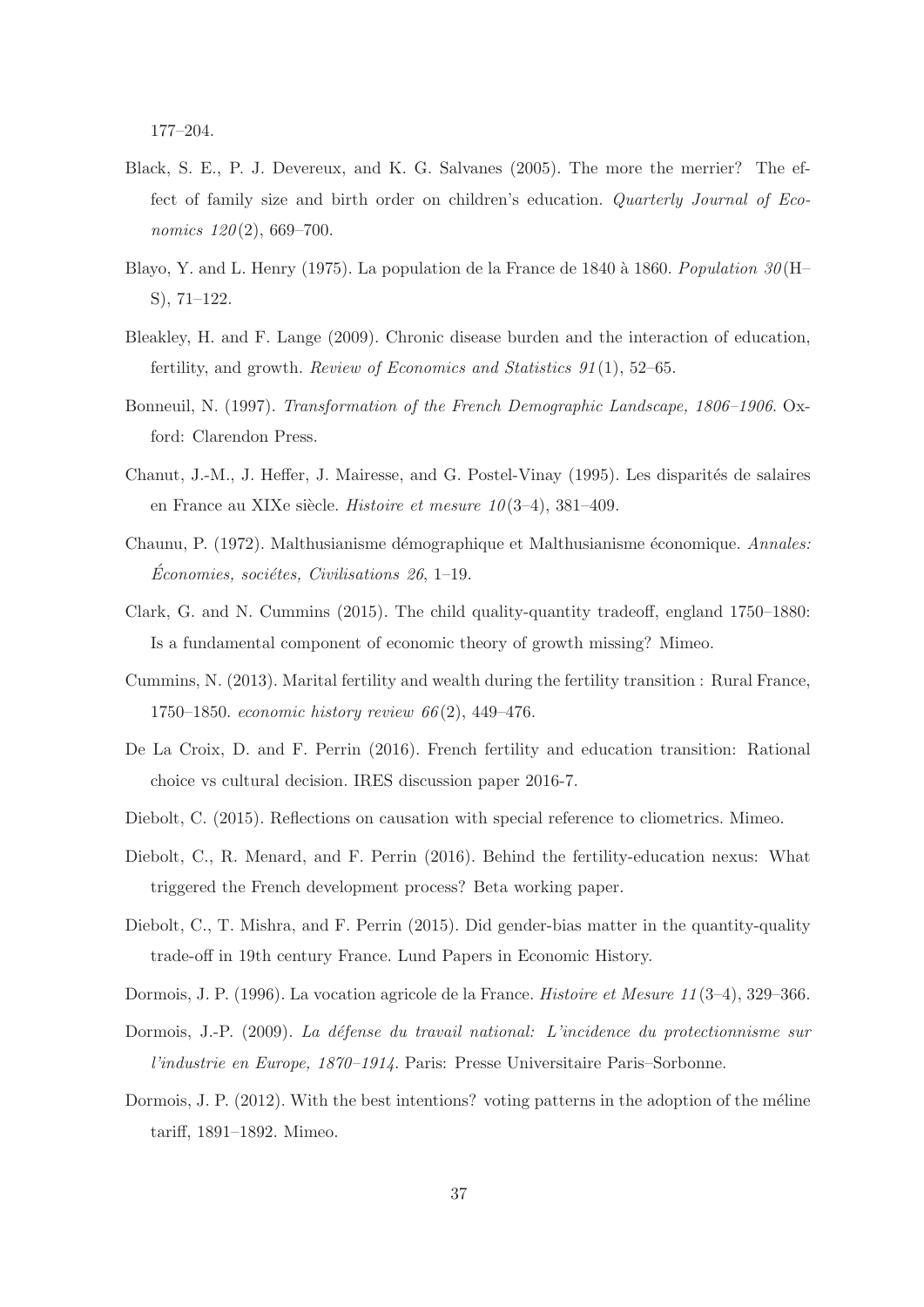177–204.

Black, S. E., P. J. Devereux, and K. G. Salvanes (2005). The more the merrier? The effect of family size and birth order on children's education. *Quarterly Journal of Economics 120*(2), 669–700.

Blayo, Y. and L. Henry (1975). La population de la France de 1840 à 1860. *Population 30*(H–S), 71–122.

Bleakley, H. and F. Lange (2009). Chronic disease burden and the interaction of education, fertility, and growth. *Review of Economics and Statistics 91*(1), 52–65.

Bonneuil, N. (1997). *Transformation of the French Demographic Landscape, 1806–1906*. Oxford: Clarendon Press.

Chanut, J.-M., J. Heffer, J. Mairesse, and G. Postel-Vinay (1995). Les disparités de salaires en France au XIXe siècle. *Histoire et mesure 10*(3–4), 381–409.

Chaunu, P. (1972). Malthusianisme démographique et Malthusianisme économique. *Annales: Économies, sociétes, Civilisations 26*, 1–19.

Clark, G. and N. Cummins (2015). The child quality-quantity tradeoff, england 1750–1880: Is a fundamental component of economic theory of growth missing? Mimeo.

Cummins, N. (2013). Marital fertility and wealth during the fertility transition : Rural France, 1750–1850. *economic history review 66*(2), 449–476.

De La Croix, D. and F. Perrin (2016). French fertility and education transition: Rational choice vs cultural decision. IRES discussion paper 2016-7.

Diebolt, C. (2015). Reflections on causation with special reference to cliometrics. Mimeo.

Diebolt, C., R. Menard, and F. Perrin (2016). Behind the fertility-education nexus: What triggered the French development process? Beta working paper.

Diebolt, C., T. Mishra, and F. Perrin (2015). Did gender-bias matter in the quantity-quality trade-off in 19th century France. Lund Papers in Economic History.

Dormois, J. P. (1996). La vocation agricole de la France. *Histoire et Mesure 11*(3–4), 329–366.

Dormois, J.-P. (2009). *La défense du travail national: L'incidence du protectionnisme sur l'industrie en Europe, 1870–1914*. Paris: Presse Universitaire Paris–Sorbonne.

Dormois, J. P. (2012). With the best intentions? voting patterns in the adoption of the méline tariff, 1891–1892. Mimeo.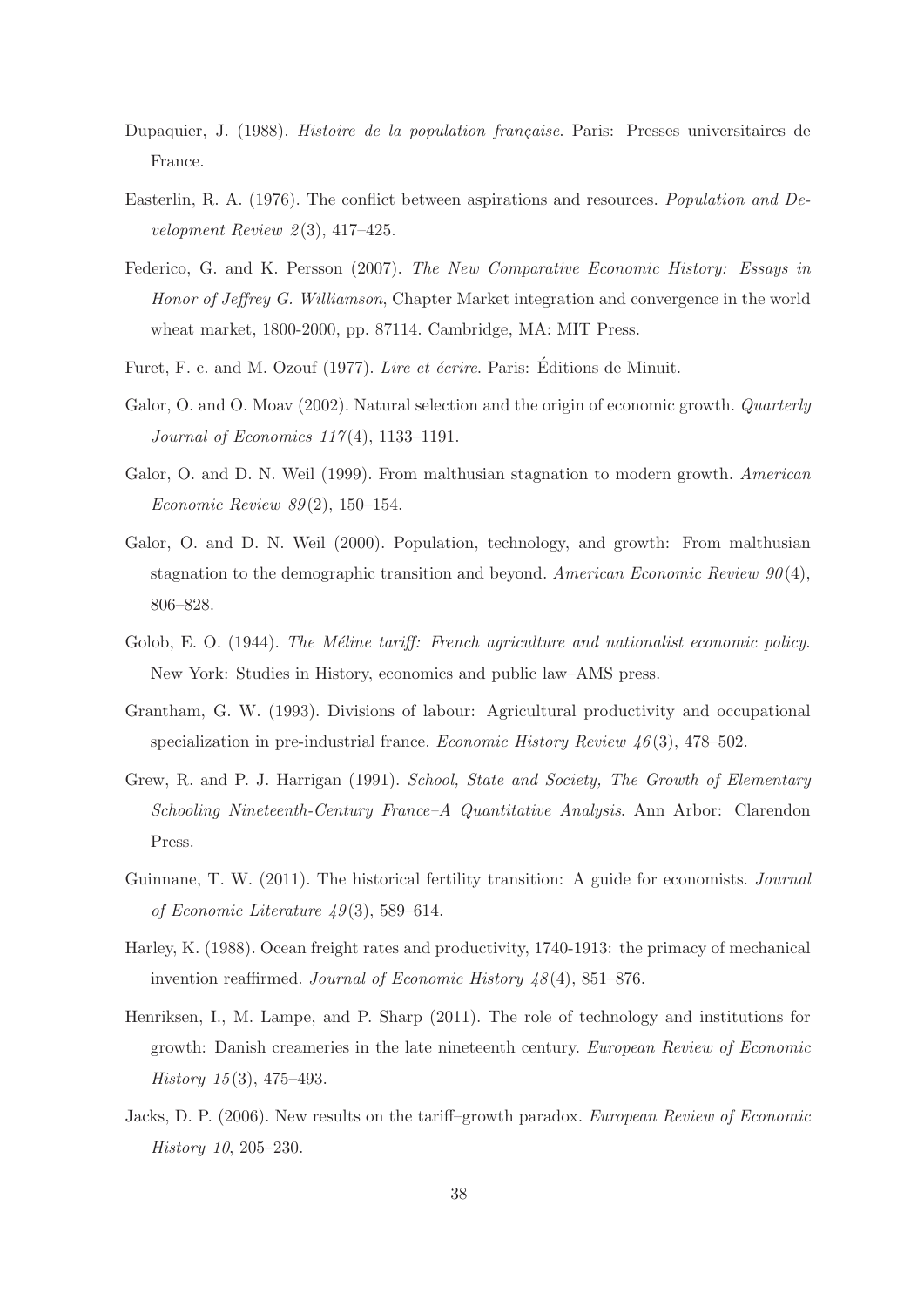Dupaquier, J. (1988). *Histoire de la population française*. Paris: Presses universitaires de France.

Easterlin, R. A. (1976). The conflict between aspirations and resources. *Population and Development Review 2*(3), 417–425.

Federico, G. and K. Persson (2007). *The New Comparative Economic History: Essays in Honor of Jeffrey G. Williamson*, Chapter Market integration and convergence in the world wheat market, 1800-2000, pp. 87114. Cambridge, MA: MIT Press.

Furet, F. c. and M. Ozouf (1977). *Lire et écrire*. Paris: Éditions de Minuit.

Galor, O. and O. Moav (2002). Natural selection and the origin of economic growth. *Quarterly Journal of Economics 117*(4), 1133–1191.

Galor, O. and D. N. Weil (1999). From malthusian stagnation to modern growth. *American Economic Review 89*(2), 150–154.

Galor, O. and D. N. Weil (2000). Population, technology, and growth: From malthusian stagnation to the demographic transition and beyond. *American Economic Review 90*(4), 806–828.

Golob, E. O. (1944). *The Méline tariff: French agriculture and nationalist economic policy*. New York: Studies in History, economics and public law–AMS press.

Grantham, G. W. (1993). Divisions of labour: Agricultural productivity and occupational specialization in pre-industrial france. *Economic History Review 46*(3), 478–502.

Grew, R. and P. J. Harrigan (1991). *School, State and Society, The Growth of Elementary Schooling Nineteenth-Century France–A Quantitative Analysis*. Ann Arbor: Clarendon Press.

Guinnane, T. W. (2011). The historical fertility transition: A guide for economists. *Journal of Economic Literature 49*(3), 589–614.

Harley, K. (1988). Ocean freight rates and productivity, 1740-1913: the primacy of mechanical invention reaffirmed. *Journal of Economic History 48*(4), 851–876.

Henriksen, I., M. Lampe, and P. Sharp (2011). The role of technology and institutions for growth: Danish creameries in the late nineteenth century. *European Review of Economic History 15*(3), 475–493.

Jacks, D. P. (2006). New results on the tariff–growth paradox. *European Review of Economic History 10*, 205–230.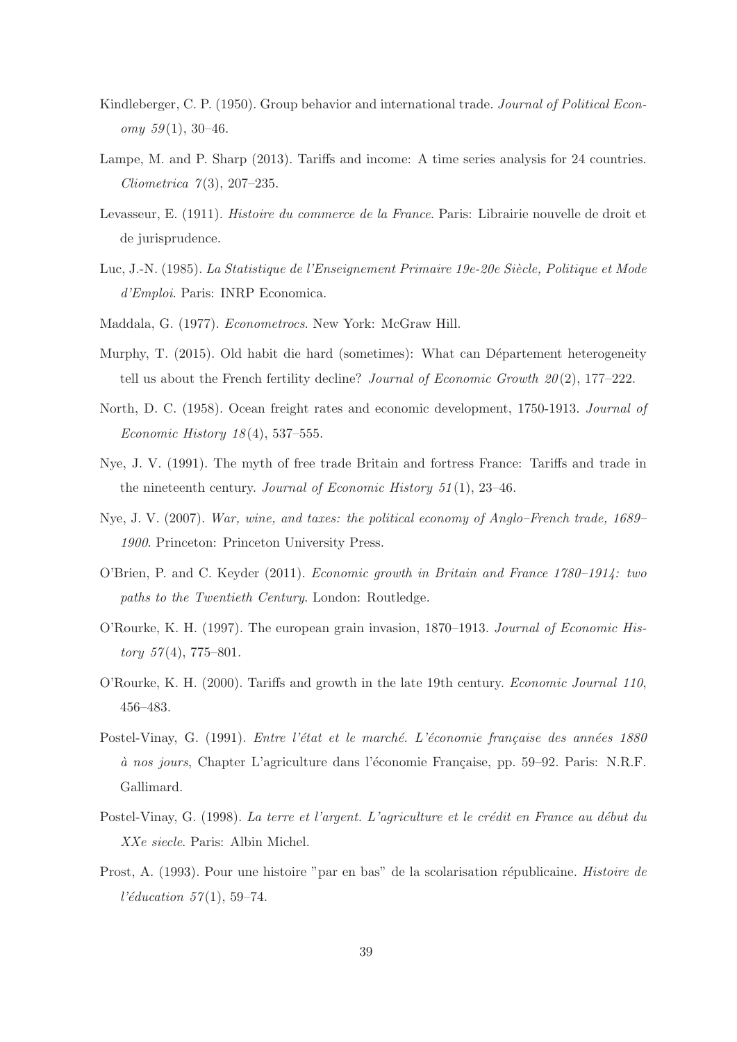Kindleberger, C. P. (1950). Group behavior and international trade. *Journal of Political Economy 59*(1), 30–46.

Lampe, M. and P. Sharp (2013). Tariffs and income: A time series analysis for 24 countries. *Cliometrica 7*(3), 207–235.

Levasseur, E. (1911). *Histoire du commerce de la France*. Paris: Librairie nouvelle de droit et de jurisprudence.

Luc, J.-N. (1985). *La Statistique de l'Enseignement Primaire 19e-20e Siècle, Politique et Mode d'Emploi*. Paris: INRP Economica.

Maddala, G. (1977). *Econometrocs*. New York: McGraw Hill.

Murphy, T. (2015). Old habit die hard (sometimes): What can Département heterogeneity tell us about the French fertility decline? *Journal of Economic Growth 20*(2), 177–222.

North, D. C. (1958). Ocean freight rates and economic development, 1750-1913. *Journal of Economic History 18*(4), 537–555.

Nye, J. V. (1991). The myth of free trade Britain and fortress France: Tariffs and trade in the nineteenth century. *Journal of Economic History 51*(1), 23–46.

Nye, J. V. (2007). *War, wine, and taxes: the political economy of Anglo–French trade, 1689–1900*. Princeton: Princeton University Press.

O'Brien, P. and C. Keyder (2011). *Economic growth in Britain and France 1780–1914: two paths to the Twentieth Century*. London: Routledge.

O'Rourke, K. H. (1997). The european grain invasion, 1870–1913. *Journal of Economic History 57*(4), 775–801.

O'Rourke, K. H. (2000). Tariffs and growth in the late 19th century. *Economic Journal 110*, 456–483.

Postel-Vinay, G. (1991). *Entre l'état et le marché. L'économie française des années 1880 à nos jours*, Chapter L'agriculture dans l'économie Française, pp. 59–92. Paris: N.R.F. Gallimard.

Postel-Vinay, G. (1998). *La terre et l'argent. L'agriculture et le crédit en France au début du XXe siecle*. Paris: Albin Michel.

Prost, A. (1993). Pour une histoire "par en bas" de la scolarisation républicaine. *Histoire de l'éducation 57*(1), 59–74.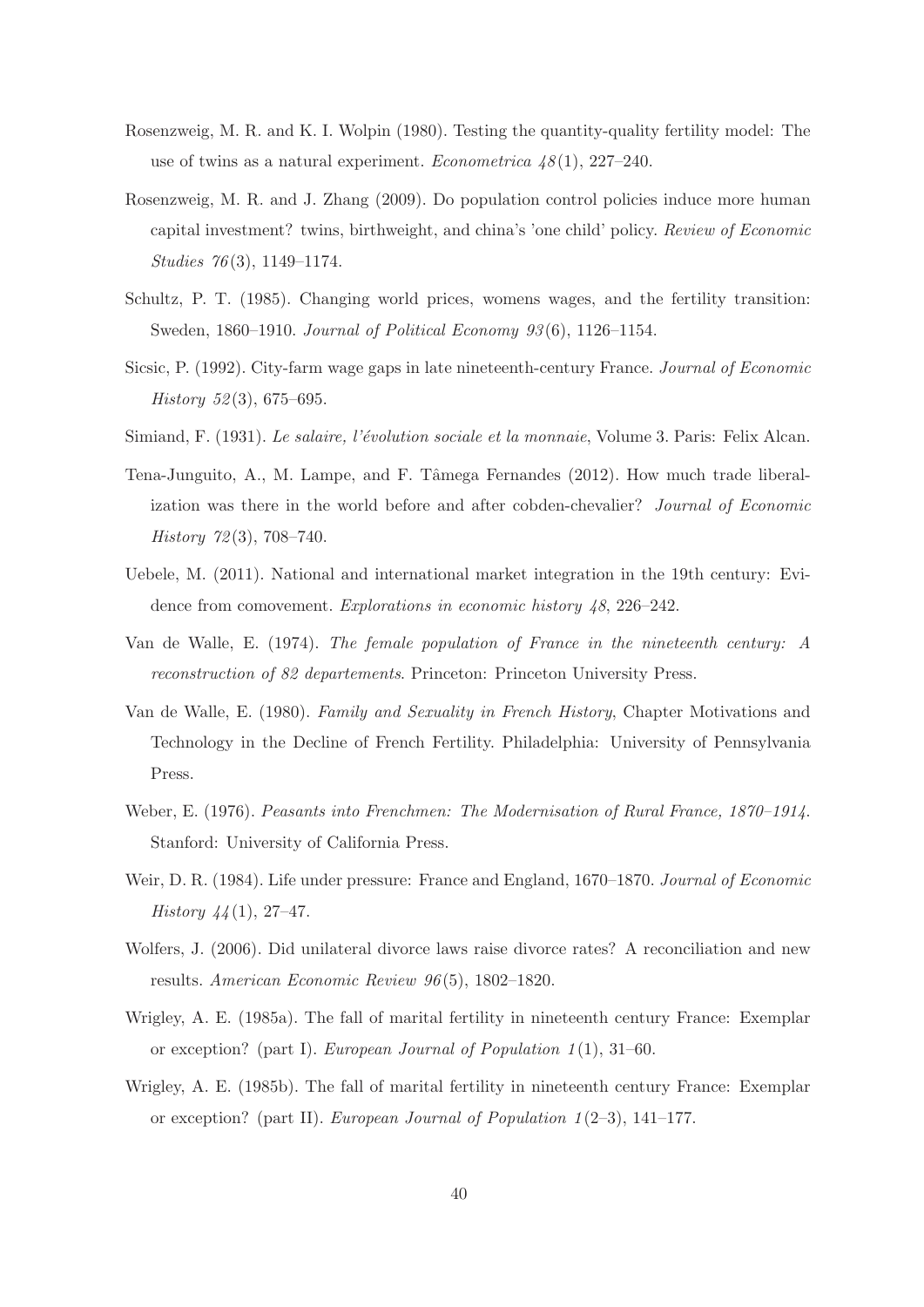Rosenzweig, M. R. and K. I. Wolpin (1980). Testing the quantity-quality fertility model: The use of twins as a natural experiment. *Econometrica 48*(1), 227–240.

Rosenzweig, M. R. and J. Zhang (2009). Do population control policies induce more human capital investment? twins, birthweight, and china's 'one child' policy. *Review of Economic Studies 76*(3), 1149–1174.

Schultz, P. T. (1985). Changing world prices, womens wages, and the fertility transition: Sweden, 1860–1910. *Journal of Political Economy 93*(6), 1126–1154.

Sicsic, P. (1992). City-farm wage gaps in late nineteenth-century France. *Journal of Economic History 52*(3), 675–695.

Simiand, F. (1931). *Le salaire, l'évolution sociale et la monnaie*, Volume 3. Paris: Felix Alcan.

Tena-Junguito, A., M. Lampe, and F. Tâmega Fernandes (2012). How much trade liberalization was there in the world before and after cobden-chevalier? *Journal of Economic History 72*(3), 708–740.

Uebele, M. (2011). National and international market integration in the 19th century: Evidence from comovement. *Explorations in economic history 48*, 226–242.

Van de Walle, E. (1974). *The female population of France in the nineteenth century: A reconstruction of 82 departements*. Princeton: Princeton University Press.

Van de Walle, E. (1980). *Family and Sexuality in French History*, Chapter Motivations and Technology in the Decline of French Fertility. Philadelphia: University of Pennsylvania Press.

Weber, E. (1976). *Peasants into Frenchmen: The Modernisation of Rural France, 1870–1914*. Stanford: University of California Press.

Weir, D. R. (1984). Life under pressure: France and England, 1670–1870. *Journal of Economic History 44*(1), 27–47.

Wolfers, J. (2006). Did unilateral divorce laws raise divorce rates? A reconciliation and new results. *American Economic Review 96*(5), 1802–1820.

Wrigley, A. E. (1985a). The fall of marital fertility in nineteenth century France: Exemplar or exception? (part I). *European Journal of Population 1*(1), 31–60.

Wrigley, A. E. (1985b). The fall of marital fertility in nineteenth century France: Exemplar or exception? (part II). *European Journal of Population 1*(2–3), 141–177.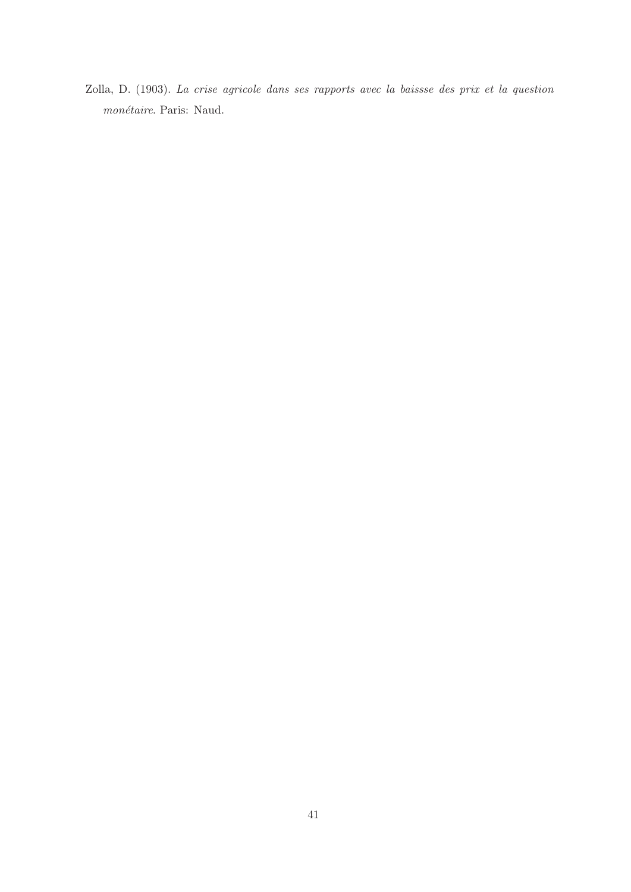Zolla, D. (1903). *La crise agricole dans ses rapports avec la baissse des prix et la question monétaire*. Paris: Naud.